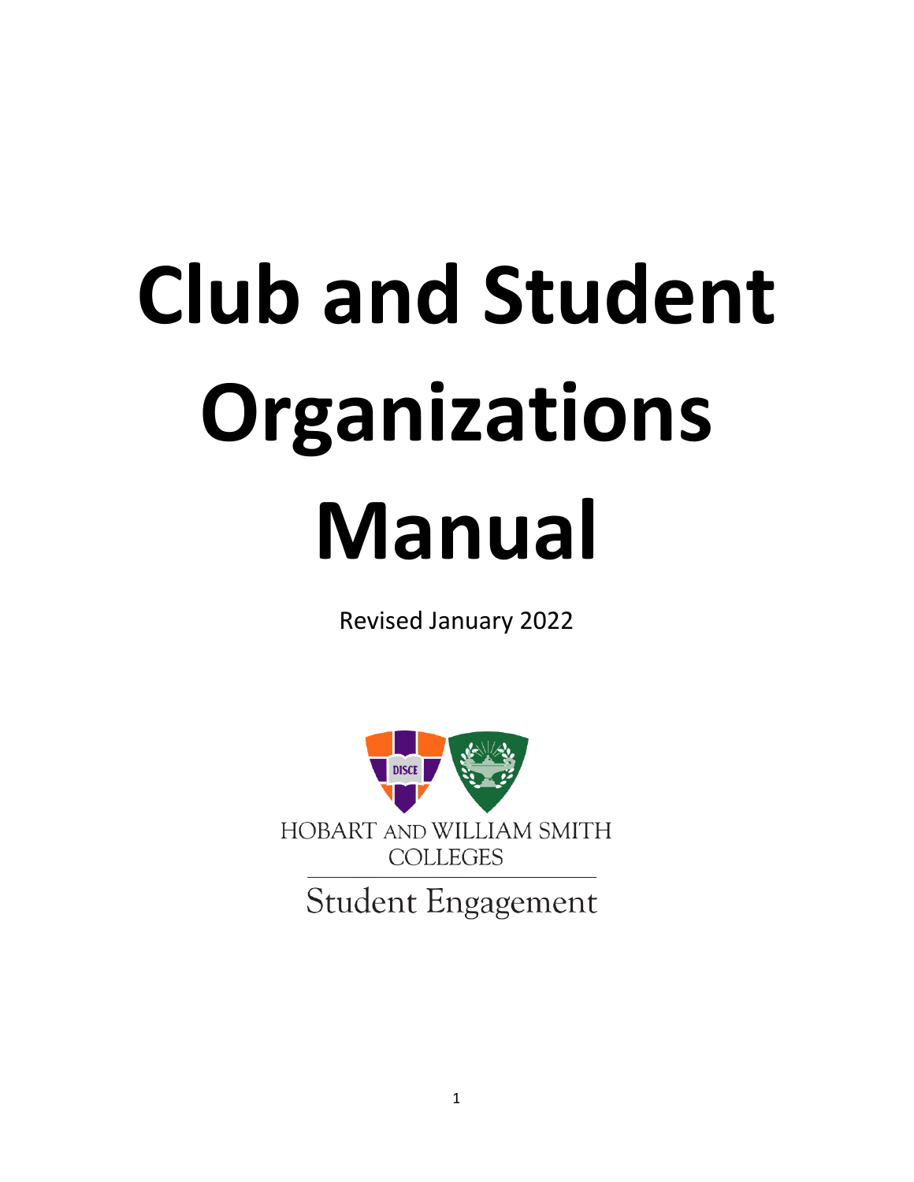# Club and Student Organizations Manual

Revised January 2022

DISCE

HOBART AND WILLIAM SMITH COLLEGES

Student Engagement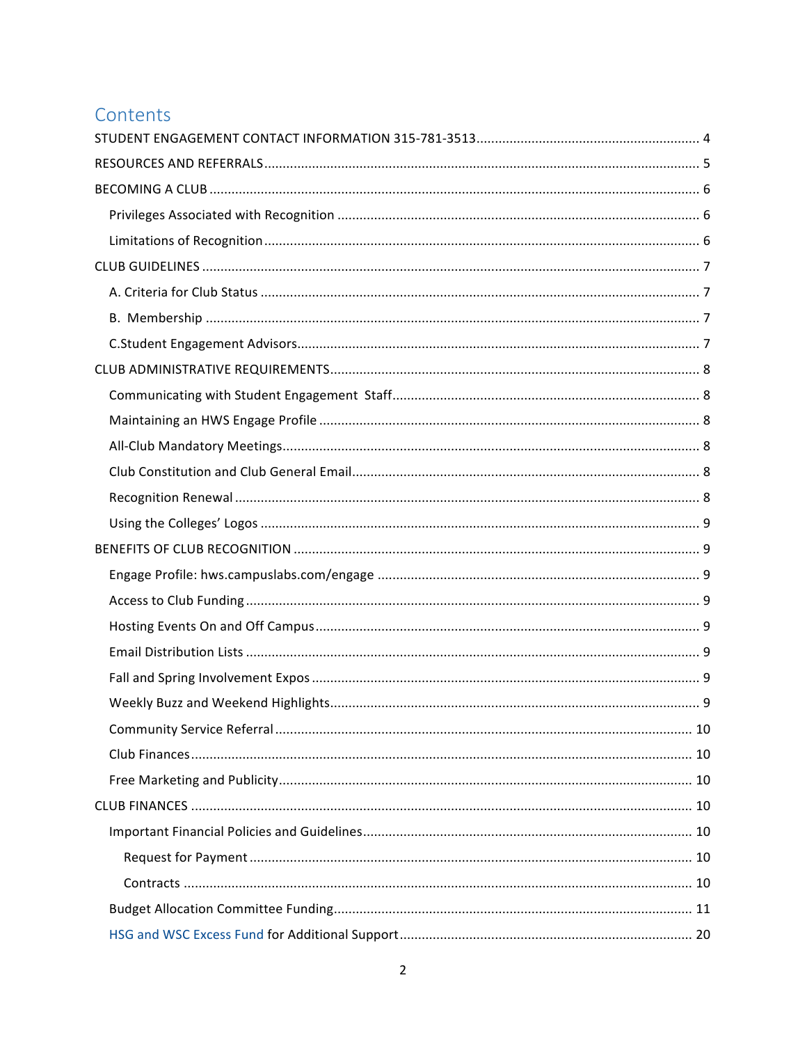# Contents

STUDENT ENGAGEMENT CONTACT INFORMATION 315-781-3513 ............ 4

RESOURCES AND REFERRALS ............ 5

BECOMING A CLUB ............ 6

- Privileges Associated with Recognition ............ 6
- Limitations of Recognition ............ 6

CLUB GUIDELINES ............ 7

- A. Criteria for Club Status ............ 7
- B. Membership ............ 7
- C.Student Engagement Advisors ............ 7

CLUB ADMINISTRATIVE REQUIREMENTS ............ 8

- Communicating with Student Engagement Staff ............ 8
- Maintaining an HWS Engage Profile ............ 8
- All-Club Mandatory Meetings ............ 8
- Club Constitution and Club General Email ............ 8
- Recognition Renewal ............ 8
- Using the Colleges' Logos ............ 9

BENEFITS OF CLUB RECOGNITION ............ 9

- Engage Profile: hws.campuslabs.com/engage ............ 9
- Access to Club Funding ............ 9
- Hosting Events On and Off Campus ............ 9
- Email Distribution Lists ............ 9
- Fall and Spring Involvement Expos ............ 9
- Weekly Buzz and Weekend Highlights ............ 9
- Community Service Referral ............ 10
- Club Finances ............ 10
- Free Marketing and Publicity ............ 10

CLUB FINANCES ............ 10

- Important Financial Policies and Guidelines ............ 10
  - Request for Payment ............ 10
  - Contracts ............ 10
- Budget Allocation Committee Funding ............ 11
- HSG and WSC Excess Fund for Additional Support ............ 20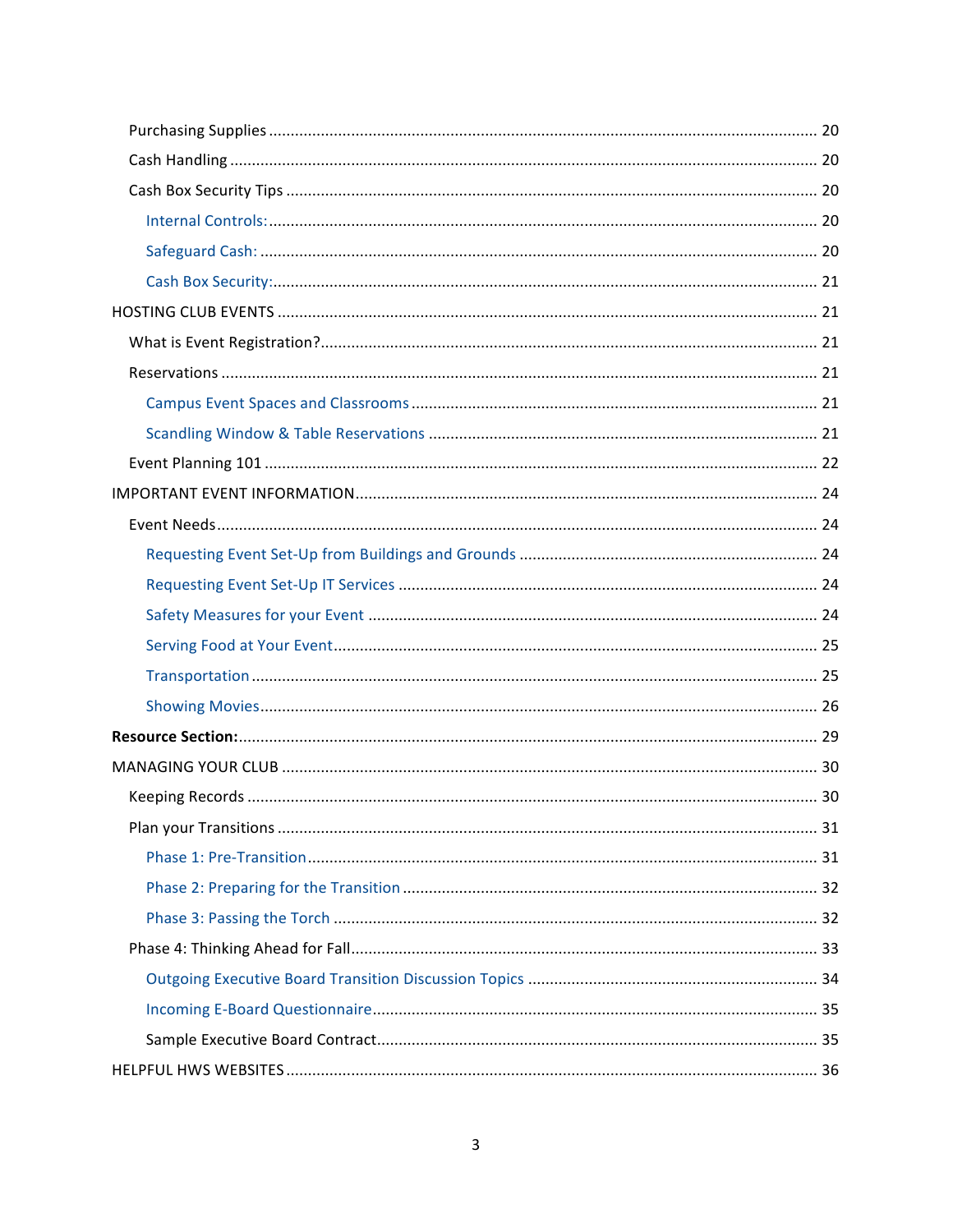- Purchasing Supplies ... 20
- Cash Handling ... 20
- Cash Box Security Tips ... 20
  - Internal Controls: ... 20
  - Safeguard Cash: ... 20
  - Cash Box Security: ... 21

HOSTING CLUB EVENTS ... 21

- What is Event Registration? ... 21
- Reservations ... 21
  - Campus Event Spaces and Classrooms ... 21
  - Scandling Window & Table Reservations ... 21
- Event Planning 101 ... 22

IMPORTANT EVENT INFORMATION ... 24

- Event Needs ... 24
  - Requesting Event Set-Up from Buildings and Grounds ... 24
  - Requesting Event Set-Up IT Services ... 24
  - Safety Measures for your Event ... 24
  - Serving Food at Your Event ... 25
  - Transportation ... 25
  - Showing Movies ... 26

**Resource Section:** ... 29

MANAGING YOUR CLUB ... 30

- Keeping Records ... 30
- Plan your Transitions ... 31
  - Phase 1: Pre-Transition ... 31
  - Phase 2: Preparing for the Transition ... 32
  - Phase 3: Passing the Torch ... 32
- Phase 4: Thinking Ahead for Fall ... 33
  - Outgoing Executive Board Transition Discussion Topics ... 34
  - Incoming E-Board Questionnaire ... 35
  - Sample Executive Board Contract ... 35

HELPFUL HWS WEBSITES ... 36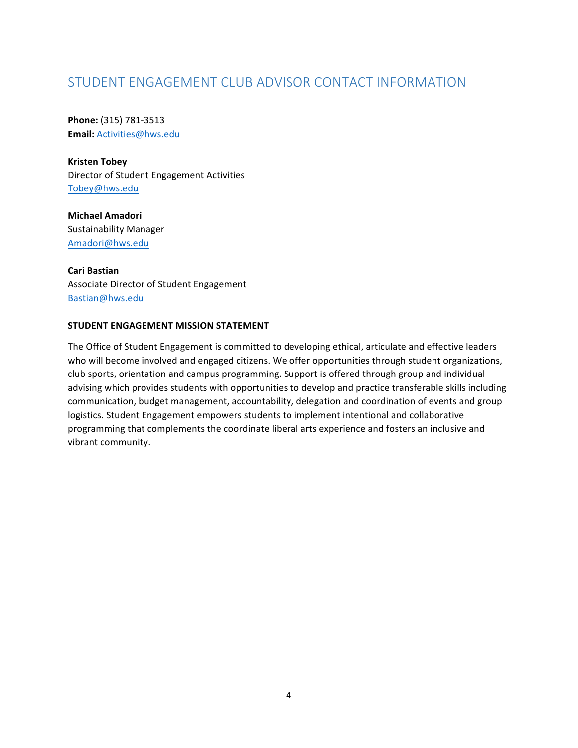# STUDENT ENGAGEMENT CLUB ADVISOR CONTACT INFORMATION

**Phone:** (315) 781-3513
**Email:** Activities@hws.edu

**Kristen Tobey**
Director of Student Engagement Activities
Tobey@hws.edu

**Michael Amadori**
Sustainability Manager
Amadori@hws.edu

**Cari Bastian**
Associate Director of Student Engagement
Bastian@hws.edu

**STUDENT ENGAGEMENT MISSION STATEMENT**

The Office of Student Engagement is committed to developing ethical, articulate and effective leaders who will become involved and engaged citizens. We offer opportunities through student organizations, club sports, orientation and campus programming. Support is offered through group and individual advising which provides students with opportunities to develop and practice transferable skills including communication, budget management, accountability, delegation and coordination of events and group logistics. Student Engagement empowers students to implement intentional and collaborative programming that complements the coordinate liberal arts experience and fosters an inclusive and vibrant community.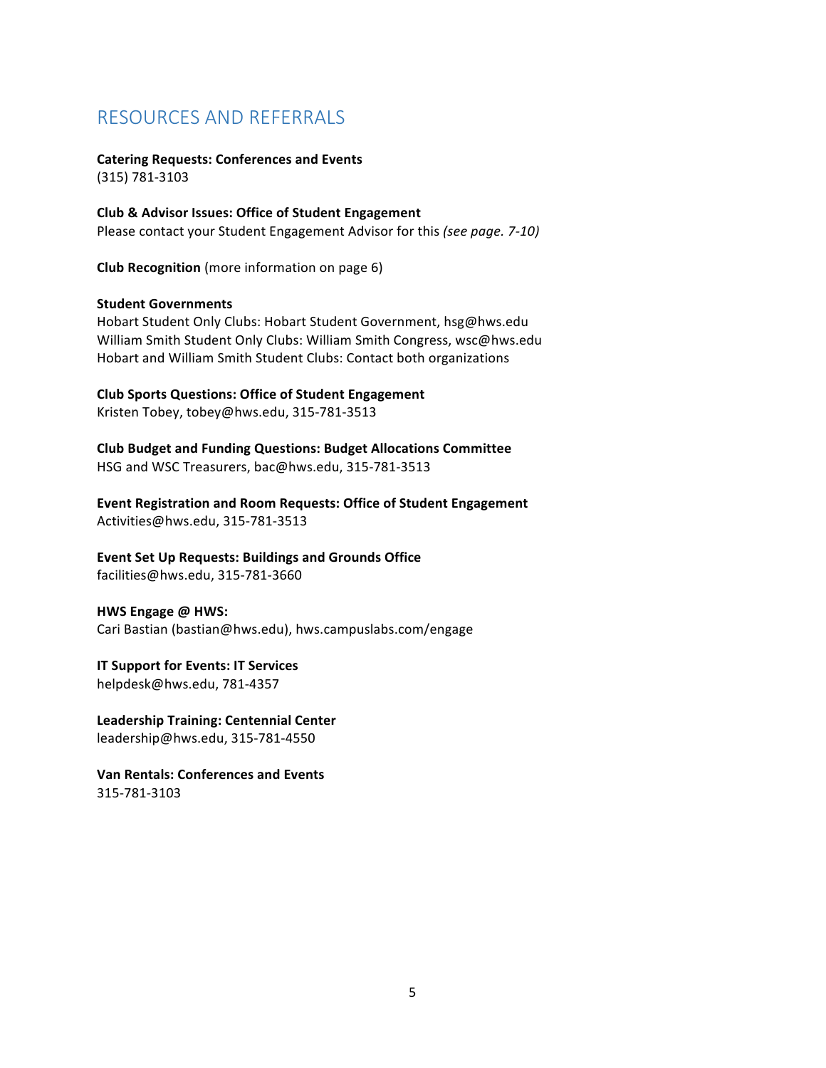# RESOURCES AND REFERRALS

**Catering Requests: Conferences and Events**
(315) 781-3103

**Club & Advisor Issues: Office of Student Engagement**
Please contact your Student Engagement Advisor for this *(see page. 7-10)*

**Club Recognition** (more information on page 6)

**Student Governments**
Hobart Student Only Clubs: Hobart Student Government, hsg@hws.edu
William Smith Student Only Clubs: William Smith Congress, wsc@hws.edu
Hobart and William Smith Student Clubs: Contact both organizations

**Club Sports Questions: Office of Student Engagement**
Kristen Tobey, tobey@hws.edu, 315-781-3513

**Club Budget and Funding Questions: Budget Allocations Committee**
HSG and WSC Treasurers, bac@hws.edu, 315-781-3513

**Event Registration and Room Requests: Office of Student Engagement**
Activities@hws.edu, 315-781-3513

**Event Set Up Requests: Buildings and Grounds Office**
facilities@hws.edu, 315-781-3660

**HWS Engage @ HWS:**
Cari Bastian (bastian@hws.edu), hws.campuslabs.com/engage

**IT Support for Events: IT Services**
helpdesk@hws.edu, 781-4357

**Leadership Training: Centennial Center**
leadership@hws.edu, 315-781-4550

**Van Rentals: Conferences and Events**
315-781-3103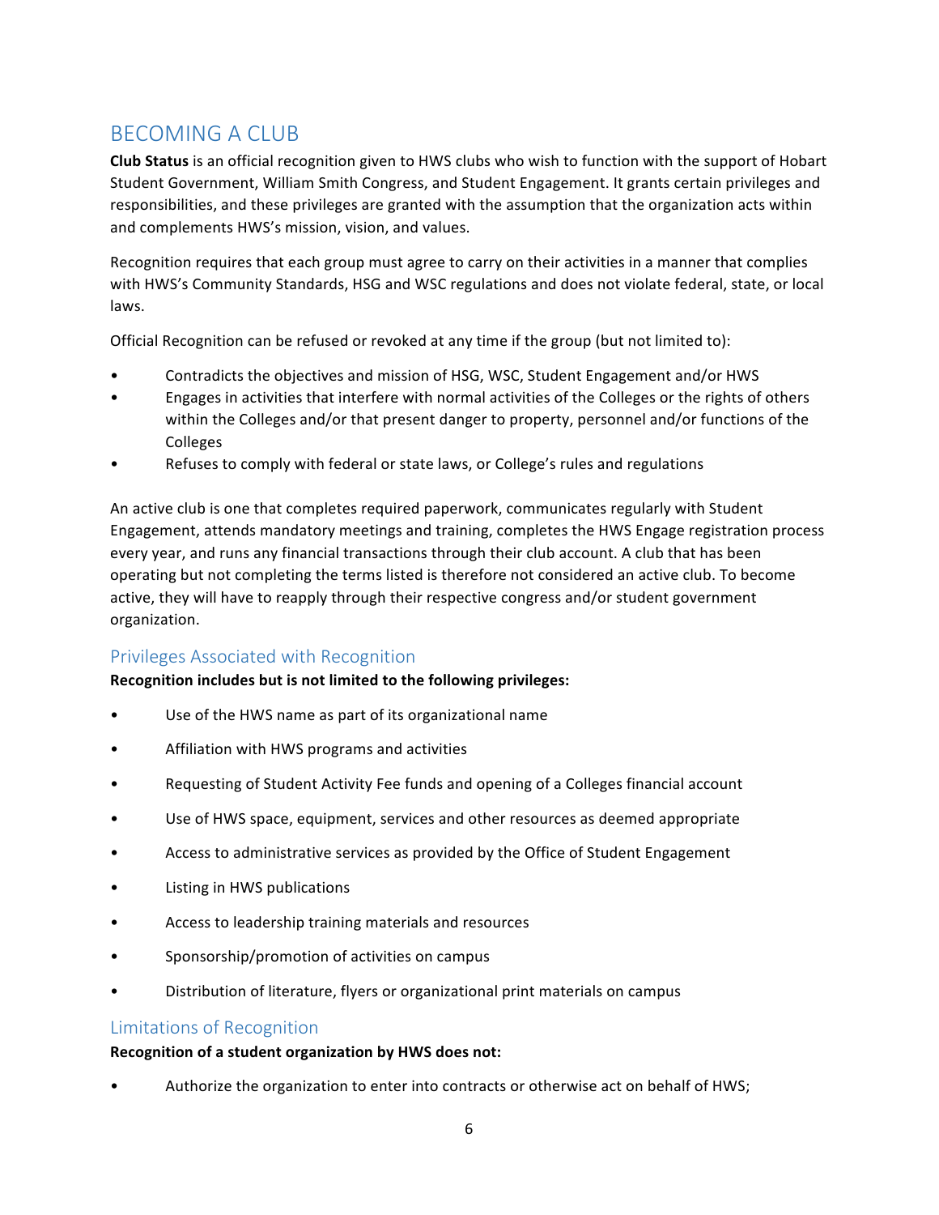# BECOMING A CLUB

**Club Status** is an official recognition given to HWS clubs who wish to function with the support of Hobart Student Government, William Smith Congress, and Student Engagement. It grants certain privileges and responsibilities, and these privileges are granted with the assumption that the organization acts within and complements HWS's mission, vision, and values.

Recognition requires that each group must agree to carry on their activities in a manner that complies with HWS's Community Standards, HSG and WSC regulations and does not violate federal, state, or local laws.

Official Recognition can be refused or revoked at any time if the group (but not limited to):

- Contradicts the objectives and mission of HSG, WSC, Student Engagement and/or HWS
- Engages in activities that interfere with normal activities of the Colleges or the rights of others within the Colleges and/or that present danger to property, personnel and/or functions of the Colleges
- Refuses to comply with federal or state laws, or College's rules and regulations

An active club is one that completes required paperwork, communicates regularly with Student Engagement, attends mandatory meetings and training, completes the HWS Engage registration process every year, and runs any financial transactions through their club account. A club that has been operating but not completing the terms listed is therefore not considered an active club. To become active, they will have to reapply through their respective congress and/or student government organization.

## Privileges Associated with Recognition

**Recognition includes but is not limited to the following privileges:**

- Use of the HWS name as part of its organizational name
- Affiliation with HWS programs and activities
- Requesting of Student Activity Fee funds and opening of a Colleges financial account
- Use of HWS space, equipment, services and other resources as deemed appropriate
- Access to administrative services as provided by the Office of Student Engagement
- Listing in HWS publications
- Access to leadership training materials and resources
- Sponsorship/promotion of activities on campus
- Distribution of literature, flyers or organizational print materials on campus

## Limitations of Recognition

**Recognition of a student organization by HWS does not:**

- Authorize the organization to enter into contracts or otherwise act on behalf of HWS;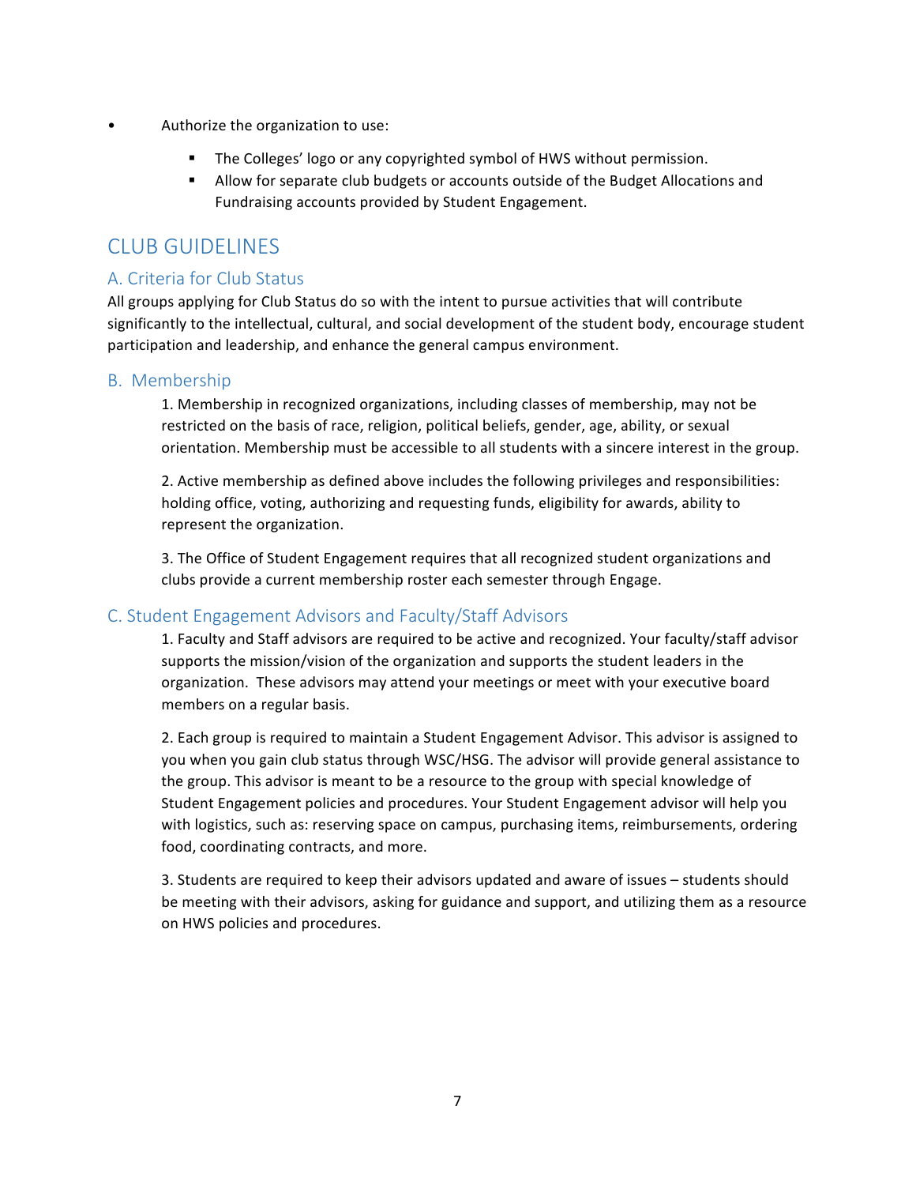- Authorize the organization to use:
  - The Colleges' logo or any copyrighted symbol of HWS without permission.
  - Allow for separate club budgets or accounts outside of the Budget Allocations and Fundraising accounts provided by Student Engagement.

## CLUB GUIDELINES

### A. Criteria for Club Status

All groups applying for Club Status do so with the intent to pursue activities that will contribute significantly to the intellectual, cultural, and social development of the student body, encourage student participation and leadership, and enhance the general campus environment.

### B. Membership

1. Membership in recognized organizations, including classes of membership, may not be restricted on the basis of race, religion, political beliefs, gender, age, ability, or sexual orientation. Membership must be accessible to all students with a sincere interest in the group.

2. Active membership as defined above includes the following privileges and responsibilities: holding office, voting, authorizing and requesting funds, eligibility for awards, ability to represent the organization.

3. The Office of Student Engagement requires that all recognized student organizations and clubs provide a current membership roster each semester through Engage.

### C. Student Engagement Advisors and Faculty/Staff Advisors

1. Faculty and Staff advisors are required to be active and recognized. Your faculty/staff advisor supports the mission/vision of the organization and supports the student leaders in the organization. These advisors may attend your meetings or meet with your executive board members on a regular basis.

2. Each group is required to maintain a Student Engagement Advisor. This advisor is assigned to you when you gain club status through WSC/HSG. The advisor will provide general assistance to the group. This advisor is meant to be a resource to the group with special knowledge of Student Engagement policies and procedures. Your Student Engagement advisor will help you with logistics, such as: reserving space on campus, purchasing items, reimbursements, ordering food, coordinating contracts, and more.

3. Students are required to keep their advisors updated and aware of issues – students should be meeting with their advisors, asking for guidance and support, and utilizing them as a resource on HWS policies and procedures.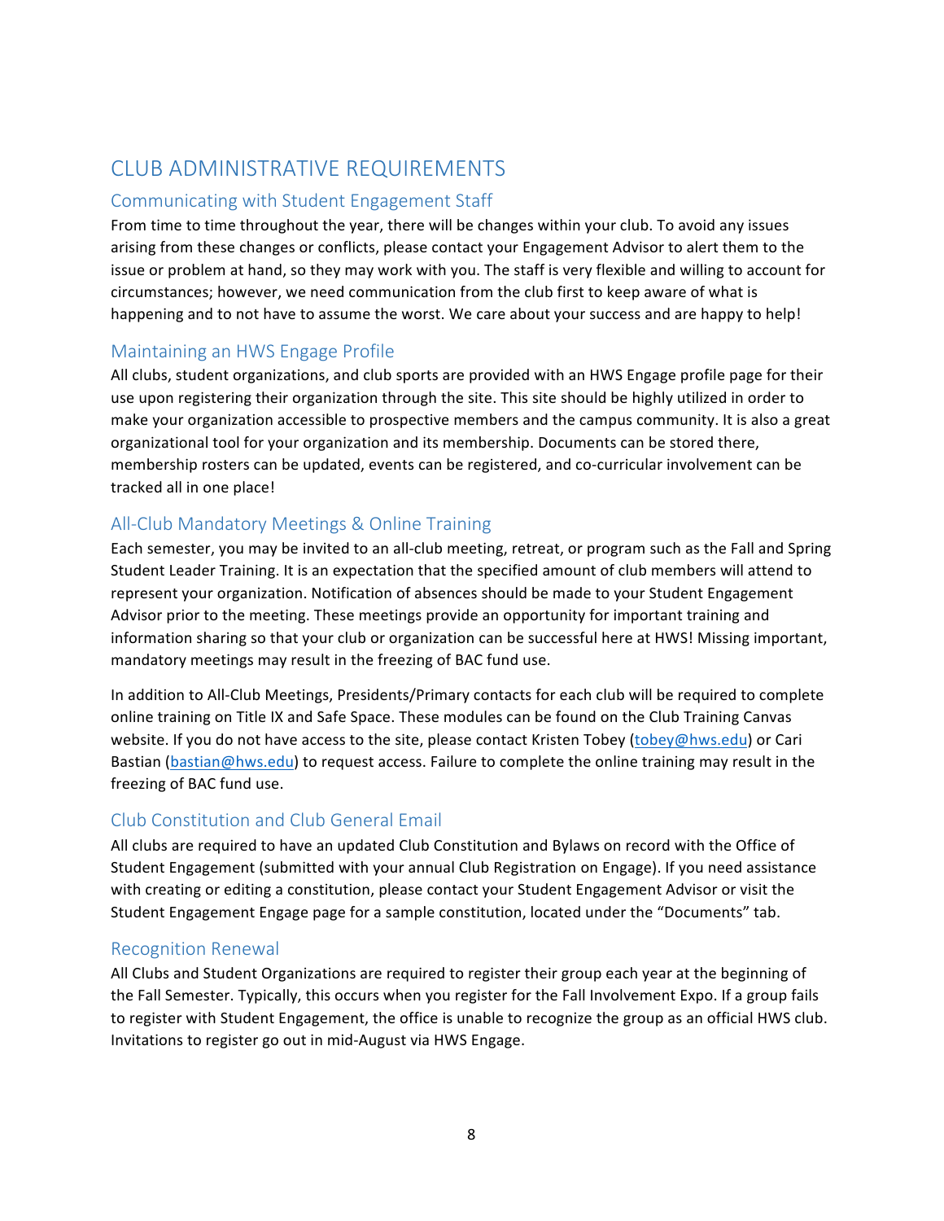# CLUB ADMINISTRATIVE REQUIREMENTS

## Communicating with Student Engagement Staff

From time to time throughout the year, there will be changes within your club. To avoid any issues arising from these changes or conflicts, please contact your Engagement Advisor to alert them to the issue or problem at hand, so they may work with you. The staff is very flexible and willing to account for circumstances; however, we need communication from the club first to keep aware of what is happening and to not have to assume the worst. We care about your success and are happy to help!

## Maintaining an HWS Engage Profile

All clubs, student organizations, and club sports are provided with an HWS Engage profile page for their use upon registering their organization through the site. This site should be highly utilized in order to make your organization accessible to prospective members and the campus community. It is also a great organizational tool for your organization and its membership. Documents can be stored there, membership rosters can be updated, events can be registered, and co-curricular involvement can be tracked all in one place!

## All-Club Mandatory Meetings & Online Training

Each semester, you may be invited to an all-club meeting, retreat, or program such as the Fall and Spring Student Leader Training. It is an expectation that the specified amount of club members will attend to represent your organization. Notification of absences should be made to your Student Engagement Advisor prior to the meeting. These meetings provide an opportunity for important training and information sharing so that your club or organization can be successful here at HWS! Missing important, mandatory meetings may result in the freezing of BAC fund use.

In addition to All-Club Meetings, Presidents/Primary contacts for each club will be required to complete online training on Title IX and Safe Space. These modules can be found on the Club Training Canvas website. If you do not have access to the site, please contact Kristen Tobey (tobey@hws.edu) or Cari Bastian (bastian@hws.edu) to request access. Failure to complete the online training may result in the freezing of BAC fund use.

## Club Constitution and Club General Email

All clubs are required to have an updated Club Constitution and Bylaws on record with the Office of Student Engagement (submitted with your annual Club Registration on Engage). If you need assistance with creating or editing a constitution, please contact your Student Engagement Advisor or visit the Student Engagement Engage page for a sample constitution, located under the "Documents" tab.

## Recognition Renewal

All Clubs and Student Organizations are required to register their group each year at the beginning of the Fall Semester. Typically, this occurs when you register for the Fall Involvement Expo. If a group fails to register with Student Engagement, the office is unable to recognize the group as an official HWS club. Invitations to register go out in mid-August via HWS Engage.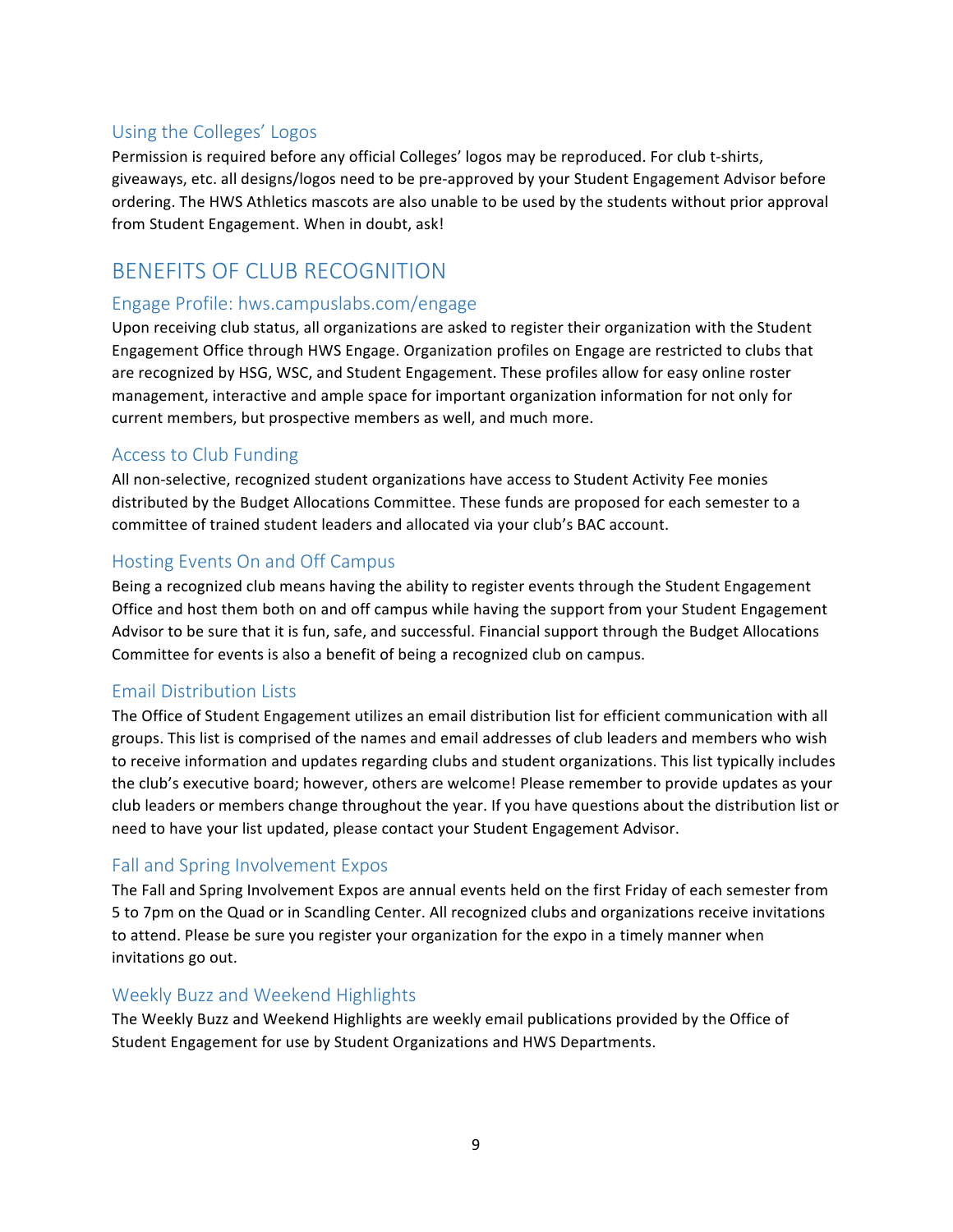### Using the Colleges' Logos

Permission is required before any official Colleges' logos may be reproduced. For club t-shirts, giveaways, etc. all designs/logos need to be pre-approved by your Student Engagement Advisor before ordering. The HWS Athletics mascots are also unable to be used by the students without prior approval from Student Engagement. When in doubt, ask!

## BENEFITS OF CLUB RECOGNITION

### Engage Profile: hws.campuslabs.com/engage

Upon receiving club status, all organizations are asked to register their organization with the Student Engagement Office through HWS Engage. Organization profiles on Engage are restricted to clubs that are recognized by HSG, WSC, and Student Engagement. These profiles allow for easy online roster management, interactive and ample space for important organization information for not only for current members, but prospective members as well, and much more.

### Access to Club Funding

All non-selective, recognized student organizations have access to Student Activity Fee monies distributed by the Budget Allocations Committee. These funds are proposed for each semester to a committee of trained student leaders and allocated via your club's BAC account.

### Hosting Events On and Off Campus

Being a recognized club means having the ability to register events through the Student Engagement Office and host them both on and off campus while having the support from your Student Engagement Advisor to be sure that it is fun, safe, and successful. Financial support through the Budget Allocations Committee for events is also a benefit of being a recognized club on campus.

### Email Distribution Lists

The Office of Student Engagement utilizes an email distribution list for efficient communication with all groups. This list is comprised of the names and email addresses of club leaders and members who wish to receive information and updates regarding clubs and student organizations. This list typically includes the club's executive board; however, others are welcome! Please remember to provide updates as your club leaders or members change throughout the year. If you have questions about the distribution list or need to have your list updated, please contact your Student Engagement Advisor.

### Fall and Spring Involvement Expos

The Fall and Spring Involvement Expos are annual events held on the first Friday of each semester from 5 to 7pm on the Quad or in Scandling Center. All recognized clubs and organizations receive invitations to attend. Please be sure you register your organization for the expo in a timely manner when invitations go out.

### Weekly Buzz and Weekend Highlights

The Weekly Buzz and Weekend Highlights are weekly email publications provided by the Office of Student Engagement for use by Student Organizations and HWS Departments.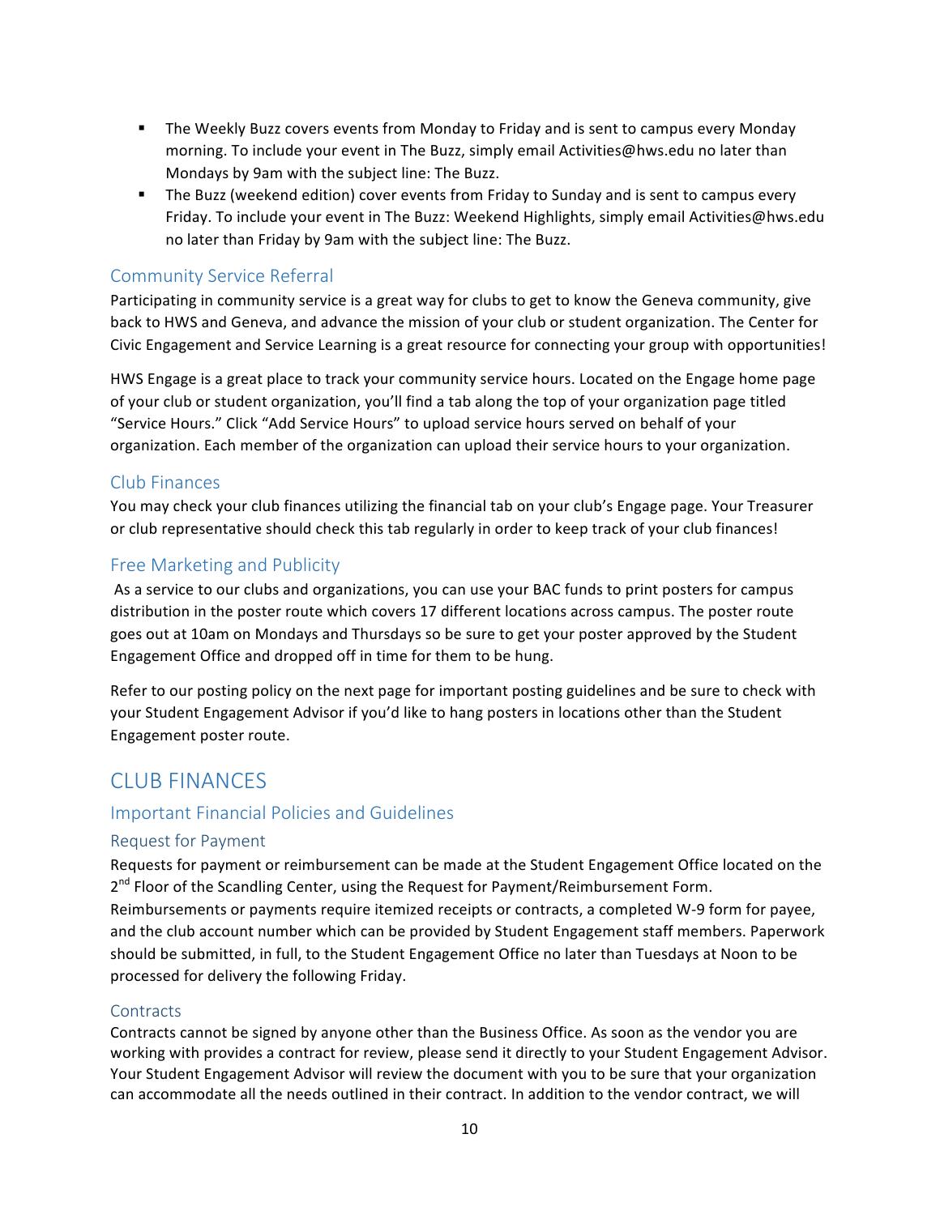- The Weekly Buzz covers events from Monday to Friday and is sent to campus every Monday morning. To include your event in The Buzz, simply email Activities@hws.edu no later than Mondays by 9am with the subject line: The Buzz.
- The Buzz (weekend edition) cover events from Friday to Sunday and is sent to campus every Friday. To include your event in The Buzz: Weekend Highlights, simply email Activities@hws.edu no later than Friday by 9am with the subject line: The Buzz.

### Community Service Referral

Participating in community service is a great way for clubs to get to know the Geneva community, give back to HWS and Geneva, and advance the mission of your club or student organization. The Center for Civic Engagement and Service Learning is a great resource for connecting your group with opportunities!

HWS Engage is a great place to track your community service hours. Located on the Engage home page of your club or student organization, you'll find a tab along the top of your organization page titled "Service Hours." Click "Add Service Hours" to upload service hours served on behalf of your organization. Each member of the organization can upload their service hours to your organization.

### Club Finances

You may check your club finances utilizing the financial tab on your club's Engage page. Your Treasurer or club representative should check this tab regularly in order to keep track of your club finances!

### Free Marketing and Publicity

As a service to our clubs and organizations, you can use your BAC funds to print posters for campus distribution in the poster route which covers 17 different locations across campus. The poster route goes out at 10am on Mondays and Thursdays so be sure to get your poster approved by the Student Engagement Office and dropped off in time for them to be hung.

Refer to our posting policy on the next page for important posting guidelines and be sure to check with your Student Engagement Advisor if you'd like to hang posters in locations other than the Student Engagement poster route.

# CLUB FINANCES

## Important Financial Policies and Guidelines

### Request for Payment

Requests for payment or reimbursement can be made at the Student Engagement Office located on the 2nd Floor of the Scandling Center, using the Request for Payment/Reimbursement Form. Reimbursements or payments require itemized receipts or contracts, a completed W-9 form for payee, and the club account number which can be provided by Student Engagement staff members. Paperwork should be submitted, in full, to the Student Engagement Office no later than Tuesdays at Noon to be processed for delivery the following Friday.

### Contracts

Contracts cannot be signed by anyone other than the Business Office. As soon as the vendor you are working with provides a contract for review, please send it directly to your Student Engagement Advisor. Your Student Engagement Advisor will review the document with you to be sure that your organization can accommodate all the needs outlined in their contract. In addition to the vendor contract, we will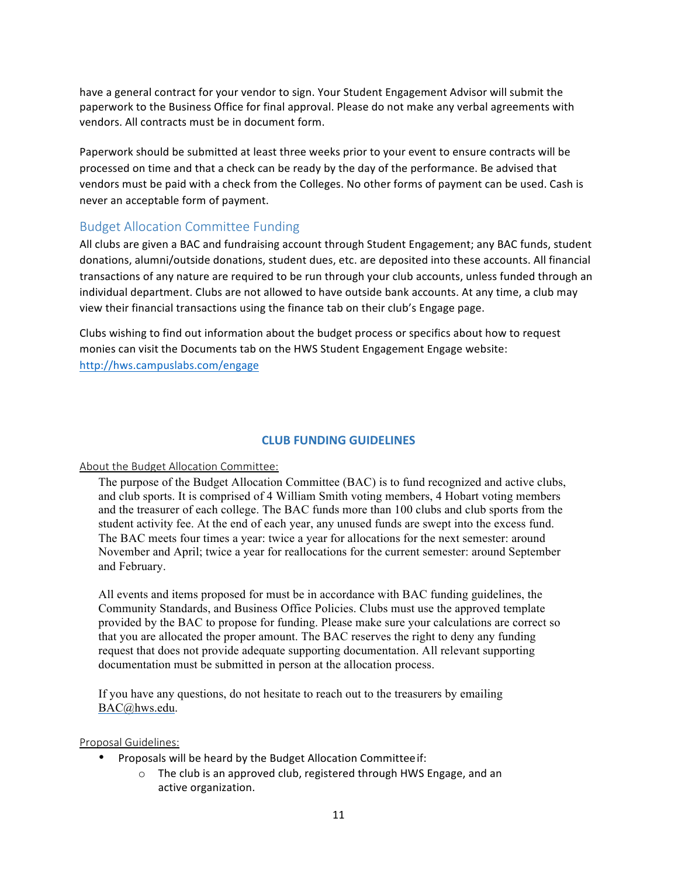have a general contract for your vendor to sign. Your Student Engagement Advisor will submit the paperwork to the Business Office for final approval. Please do not make any verbal agreements with vendors. All contracts must be in document form.

Paperwork should be submitted at least three weeks prior to your event to ensure contracts will be processed on time and that a check can be ready by the day of the performance. Be advised that vendors must be paid with a check from the Colleges. No other forms of payment can be used. Cash is never an acceptable form of payment.

## Budget Allocation Committee Funding

All clubs are given a BAC and fundraising account through Student Engagement; any BAC funds, student donations, alumni/outside donations, student dues, etc. are deposited into these accounts. All financial transactions of any nature are required to be run through your club accounts, unless funded through an individual department. Clubs are not allowed to have outside bank accounts. At any time, a club may view their financial transactions using the finance tab on their club's Engage page.

Clubs wishing to find out information about the budget process or specifics about how to request monies can visit the Documents tab on the HWS Student Engagement Engage website: http://hws.campuslabs.com/engage

## CLUB FUNDING GUIDELINES

About the Budget Allocation Committee:

The purpose of the Budget Allocation Committee (BAC) is to fund recognized and active clubs, and club sports. It is comprised of 4 William Smith voting members, 4 Hobart voting members and the treasurer of each college. The BAC funds more than 100 clubs and club sports from the student activity fee. At the end of each year, any unused funds are swept into the excess fund. The BAC meets four times a year: twice a year for allocations for the next semester: around November and April; twice a year for reallocations for the current semester: around September and February.

All events and items proposed for must be in accordance with BAC funding guidelines, the Community Standards, and Business Office Policies. Clubs must use the approved template provided by the BAC to propose for funding. Please make sure your calculations are correct so that you are allocated the proper amount. The BAC reserves the right to deny any funding request that does not provide adequate supporting documentation. All relevant supporting documentation must be submitted in person at the allocation process.

If you have any questions, do not hesitate to reach out to the treasurers by emailing BAC@hws.edu.

Proposal Guidelines:

- Proposals will be heard by the Budget Allocation Committee if:
  - The club is an approved club, registered through HWS Engage, and an active organization.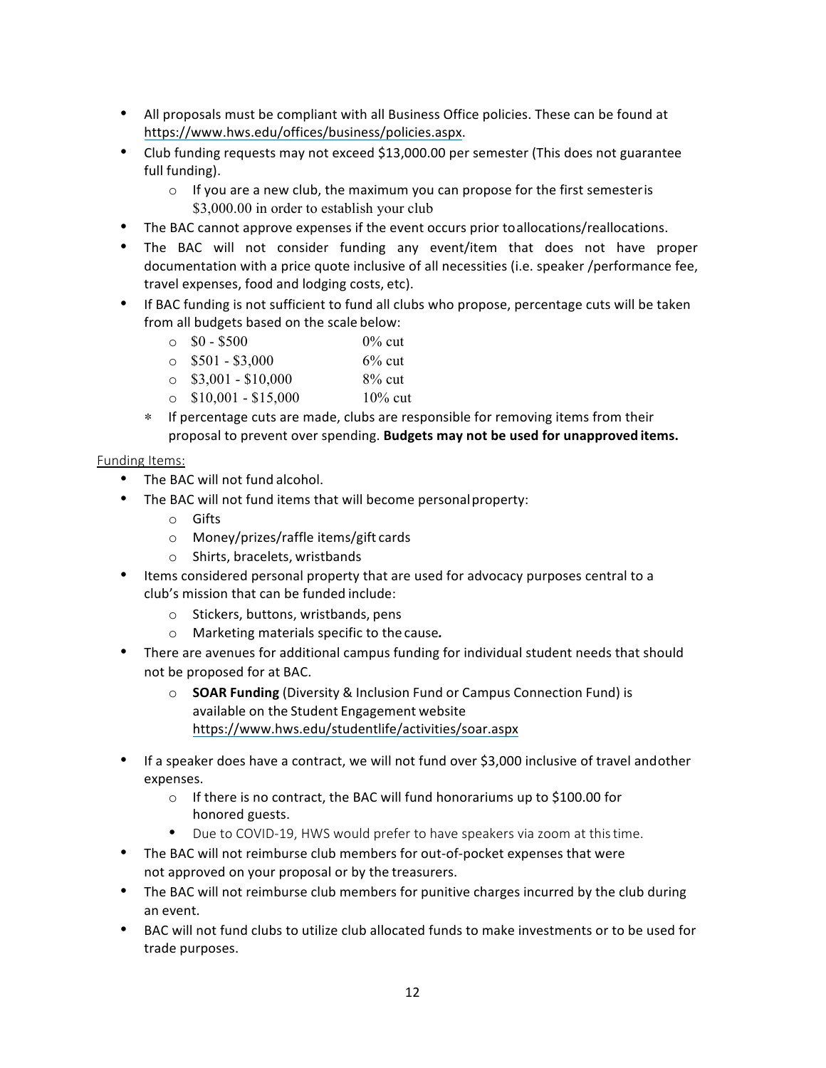- All proposals must be compliant with all Business Office policies. These can be found at https://www.hws.edu/offices/business/policies.aspx.
- Club funding requests may not exceed $13,000.00 per semester (This does not guarantee full funding).
  - If you are a new club, the maximum you can propose for the first semester is $3,000.00 in order to establish your club
- The BAC cannot approve expenses if the event occurs prior to allocations/reallocations.
- The BAC will not consider funding any event/item that does not have proper documentation with a price quote inclusive of all necessities (i.e. speaker /performance fee, travel expenses, food and lodging costs, etc).
- If BAC funding is not sufficient to fund all clubs who propose, percentage cuts will be taken from all budgets based on the scale below:
  - $0 - $500 0% cut
  - $501 - $3,000 6% cut
  - $3,001 - $10,000 8% cut
  - $10,001 - $15,000 10% cut
  - * If percentage cuts are made, clubs are responsible for removing items from their proposal to prevent over spending. **Budgets may not be used for unapproved items.**

Funding Items:

- The BAC will not fund alcohol.
- The BAC will not fund items that will become personal property:
  - Gifts
  - Money/prizes/raffle items/gift cards
  - Shirts, bracelets, wristbands
- Items considered personal property that are used for advocacy purposes central to a club's mission that can be funded include:
  - Stickers, buttons, wristbands, pens
  - Marketing materials specific to the cause*.*
- There are avenues for additional campus funding for individual student needs that should not be proposed for at BAC.
  - **SOAR Funding** (Diversity & Inclusion Fund or Campus Connection Fund) is available on the Student Engagement website https://www.hws.edu/studentlife/activities/soar.aspx
- If a speaker does have a contract, we will not fund over $3,000 inclusive of travel and other expenses.
  - If there is no contract, the BAC will fund honorariums up to $100.00 for honored guests.
  - Due to COVID-19, HWS would prefer to have speakers via zoom at this time.
- The BAC will not reimburse club members for out-of-pocket expenses that were not approved on your proposal or by the treasurers.
- The BAC will not reimburse club members for punitive charges incurred by the club during an event.
- BAC will not fund clubs to utilize club allocated funds to make investments or to be used for trade purposes.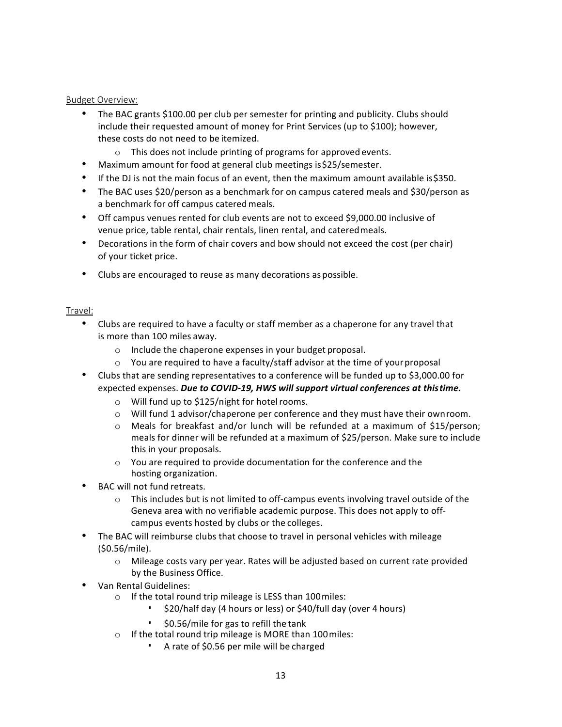Budget Overview:

- The BAC grants $100.00 per club per semester for printing and publicity. Clubs should include their requested amount of money for Print Services (up to $100); however, these costs do not need to be itemized.
    - This does not include printing of programs for approved events.
- Maximum amount for food at general club meetings is $25/semester.
- If the DJ is not the main focus of an event, then the maximum amount available is $350.
- The BAC uses $20/person as a benchmark for on campus catered meals and $30/person as a benchmark for off campus catered meals.
- Off campus venues rented for club events are not to exceed $9,000.00 inclusive of venue price, table rental, chair rentals, linen rental, and catered meals.
- Decorations in the form of chair covers and bow should not exceed the cost (per chair) of your ticket price.
- Clubs are encouraged to reuse as many decorations as possible.

Travel:

- Clubs are required to have a faculty or staff member as a chaperone for any travel that is more than 100 miles away.
    - Include the chaperone expenses in your budget proposal.
    - You are required to have a faculty/staff advisor at the time of your proposal
- Clubs that are sending representatives to a conference will be funded up to $3,000.00 for expected expenses. ***Due to COVID-19, HWS will support virtual conferences at this time.***
    - Will fund up to $125/night for hotel rooms.
    - Will fund 1 advisor/chaperone per conference and they must have their own room.
    - Meals for breakfast and/or lunch will be refunded at a maximum of $15/person; meals for dinner will be refunded at a maximum of $25/person. Make sure to include this in your proposals.
    - You are required to provide documentation for the conference and the hosting organization.
- BAC will not fund retreats.
    - This includes but is not limited to off-campus events involving travel outside of the Geneva area with no verifiable academic purpose. This does not apply to off-campus events hosted by clubs or the colleges.
- The BAC will reimburse clubs that choose to travel in personal vehicles with mileage ($0.56/mile).
    - Mileage costs vary per year. Rates will be adjusted based on current rate provided by the Business Office.
- Van Rental Guidelines:
    - If the total round trip mileage is LESS than 100 miles:
        - $20/half day (4 hours or less) or $40/full day (over 4 hours)
        - $0.56/mile for gas to refill the tank
    - If the total round trip mileage is MORE than 100 miles:
        - A rate of $0.56 per mile will be charged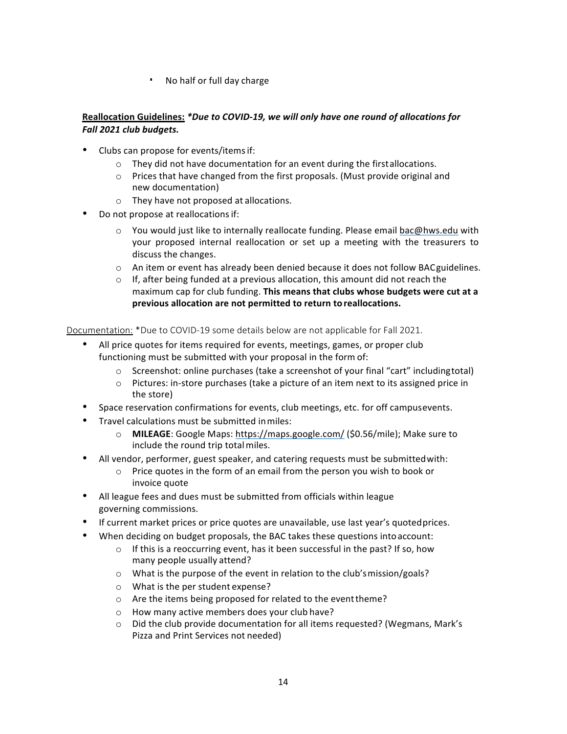- No half or full day charge

**Reallocation Guidelines:** ***Due to COVID-19, we will only have one round of allocations for Fall 2021 club budgets.***

- Clubs can propose for events/items if:
  - They did not have documentation for an event during the first allocations.
  - Prices that have changed from the first proposals. (Must provide original and new documentation)
  - They have not proposed at allocations.
- Do not propose at reallocations if:
  - You would just like to internally reallocate funding. Please email bac@hws.edu with your proposed internal reallocation or set up a meeting with the treasurers to discuss the changes.
  - An item or event has already been denied because it does not follow BAC guidelines.
  - If, after being funded at a previous allocation, this amount did not reach the maximum cap for club funding. **This means that clubs whose budgets were cut at a previous allocation are not permitted to return to reallocations.**

Documentation: *Due to COVID-19 some details below are not applicable for Fall 2021.

- All price quotes for items required for events, meetings, games, or proper club functioning must be submitted with your proposal in the form of:
  - Screenshot: online purchases (take a screenshot of your final "cart" including total)
  - Pictures: in-store purchases (take a picture of an item next to its assigned price in the store)
- Space reservation confirmations for events, club meetings, etc. for off campus events.
- Travel calculations must be submitted in miles:
  - **MILEAGE**: Google Maps: https://maps.google.com/ ($0.56/mile); Make sure to include the round trip total miles.
- All vendor, performer, guest speaker, and catering requests must be submitted with:
  - Price quotes in the form of an email from the person you wish to book or invoice quote
- All league fees and dues must be submitted from officials within league governing commissions.
- If current market prices or price quotes are unavailable, use last year's quoted prices.
- When deciding on budget proposals, the BAC takes these questions into account:
  - If this is a reoccurring event, has it been successful in the past? If so, how many people usually attend?
  - What is the purpose of the event in relation to the club's mission/goals?
  - What is the per student expense?
  - Are the items being proposed for related to the event theme?
  - How many active members does your club have?
  - Did the club provide documentation for all items requested? (Wegmans, Mark's Pizza and Print Services not needed)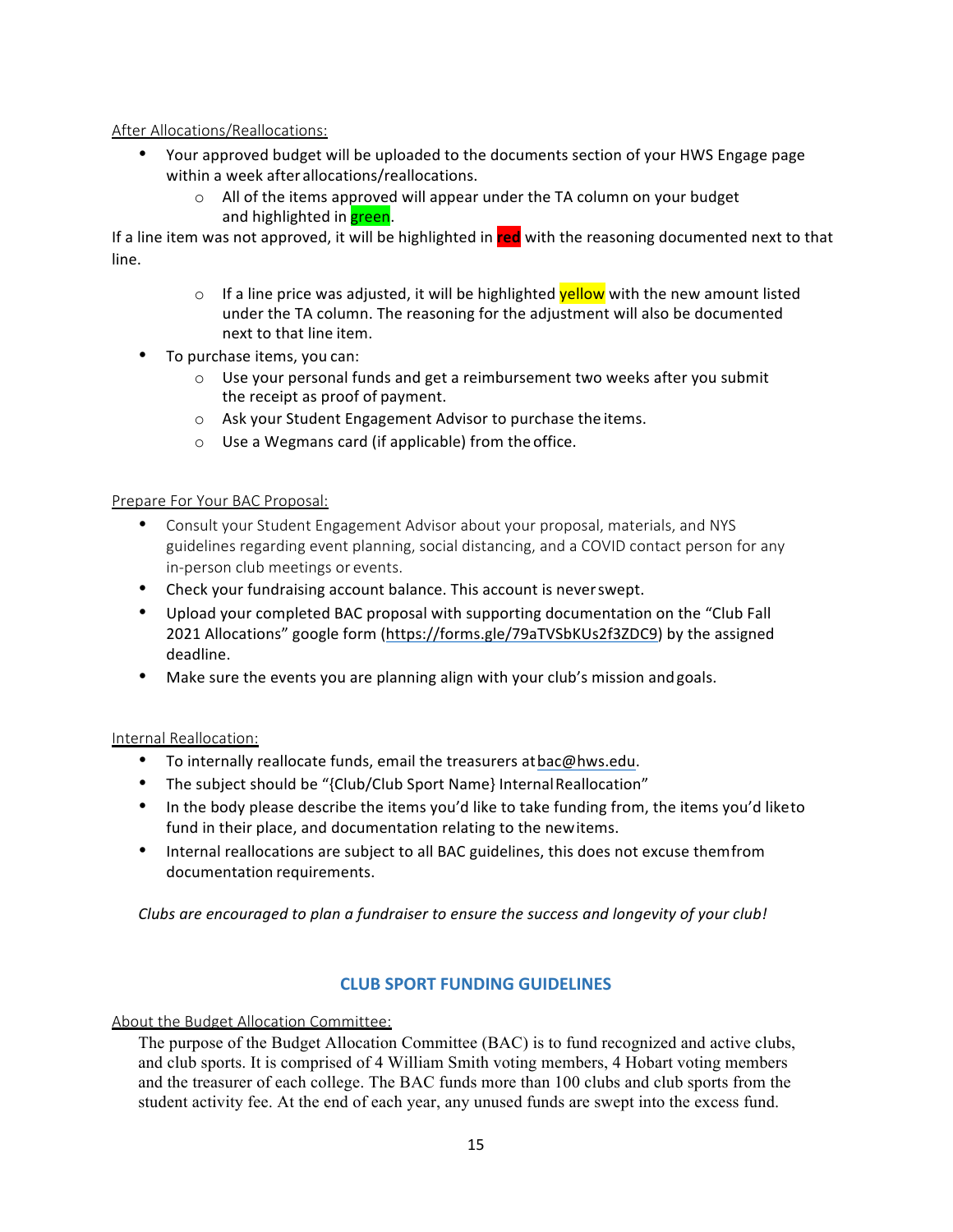After Allocations/Reallocations:

- Your approved budget will be uploaded to the documents section of your HWS Engage page within a week after allocations/reallocations.
  - All of the items approved will appear under the TA column on your budget and highlighted in green.

If a line item was not approved, it will be highlighted in red with the reasoning documented next to that line.

  - If a line price was adjusted, it will be highlighted yellow with the new amount listed under the TA column. The reasoning for the adjustment will also be documented next to that line item.
- To purchase items, you can:
  - Use your personal funds and get a reimbursement two weeks after you submit the receipt as proof of payment.
  - Ask your Student Engagement Advisor to purchase the items.
  - Use a Wegmans card (if applicable) from the office.

Prepare For Your BAC Proposal:

- Consult your Student Engagement Advisor about your proposal, materials, and NYS guidelines regarding event planning, social distancing, and a COVID contact person for any in-person club meetings or events.
- Check your fundraising account balance. This account is never swept.
- Upload your completed BAC proposal with supporting documentation on the "Club Fall 2021 Allocations" google form (https://forms.gle/79aTVSbKUs2f3ZDC9) by the assigned deadline.
- Make sure the events you are planning align with your club's mission and goals.

Internal Reallocation:

- To internally reallocate funds, email the treasurers at bac@hws.edu.
- The subject should be "{Club/Club Sport Name} Internal Reallocation"
- In the body please describe the items you'd like to take funding from, the items you'd like to fund in their place, and documentation relating to the new items.
- Internal reallocations are subject to all BAC guidelines, this does not excuse them from documentation requirements.

*Clubs are encouraged to plan a fundraiser to ensure the success and longevity of your club!*

## CLUB SPORT FUNDING GUIDELINES

About the Budget Allocation Committee:

The purpose of the Budget Allocation Committee (BAC) is to fund recognized and active clubs, and club sports. It is comprised of 4 William Smith voting members, 4 Hobart voting members and the treasurer of each college. The BAC funds more than 100 clubs and club sports from the student activity fee. At the end of each year, any unused funds are swept into the excess fund.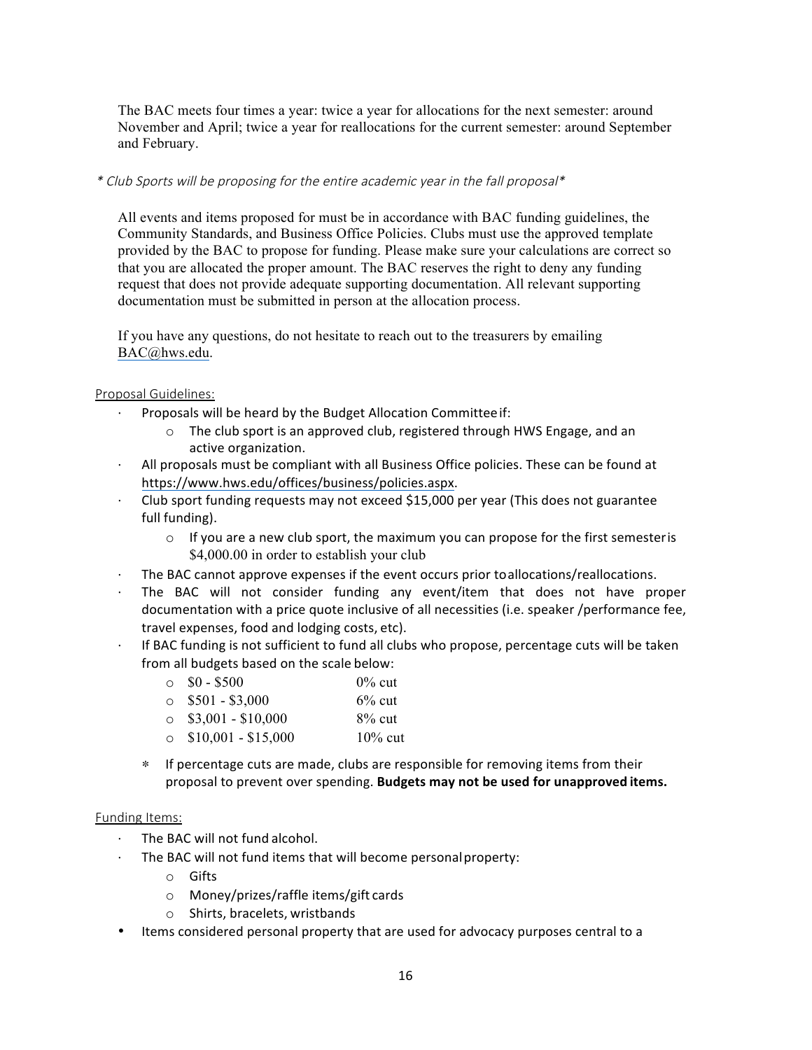The BAC meets four times a year: twice a year for allocations for the next semester: around November and April; twice a year for reallocations for the current semester: around September and February.

*\* Club Sports will be proposing for the entire academic year in the fall proposal\**

All events and items proposed for must be in accordance with BAC funding guidelines, the Community Standards, and Business Office Policies. Clubs must use the approved template provided by the BAC to propose for funding. Please make sure your calculations are correct so that you are allocated the proper amount. The BAC reserves the right to deny any funding request that does not provide adequate supporting documentation. All relevant supporting documentation must be submitted in person at the allocation process.

If you have any questions, do not hesitate to reach out to the treasurers by emailing BAC@hws.edu.

Proposal Guidelines:

- Proposals will be heard by the Budget Allocation Committee if:
  - The club sport is an approved club, registered through HWS Engage, and an active organization.
- All proposals must be compliant with all Business Office policies. These can be found at https://www.hws.edu/offices/business/policies.aspx.
- Club sport funding requests may not exceed $15,000 per year (This does not guarantee full funding).
  - If you are a new club sport, the maximum you can propose for the first semester is $4,000.00 in order to establish your club
- The BAC cannot approve expenses if the event occurs prior to allocations/reallocations.
- The BAC will not consider funding any event/item that does not have proper documentation with a price quote inclusive of all necessities (i.e. speaker /performance fee, travel expenses, food and lodging costs, etc).
- If BAC funding is not sufficient to fund all clubs who propose, percentage cuts will be taken from all budgets based on the scale below:
  - $0 - $500 &nbsp;&nbsp;&nbsp;&nbsp; 0% cut
  - $501 - $3,000 &nbsp;&nbsp;&nbsp;&nbsp; 6% cut
  - $3,001 - $10,000 &nbsp;&nbsp;&nbsp;&nbsp; 8% cut
  - $10,001 - $15,000 &nbsp;&nbsp;&nbsp;&nbsp; 10% cut

  \* If percentage cuts are made, clubs are responsible for removing items from their proposal to prevent over spending. **Budgets may not be used for unapproved items.**

Funding Items:

- The BAC will not fund alcohol.
- The BAC will not fund items that will become personal property:
  - Gifts
  - Money/prizes/raffle items/gift cards
  - Shirts, bracelets, wristbands
- Items considered personal property that are used for advocacy purposes central to a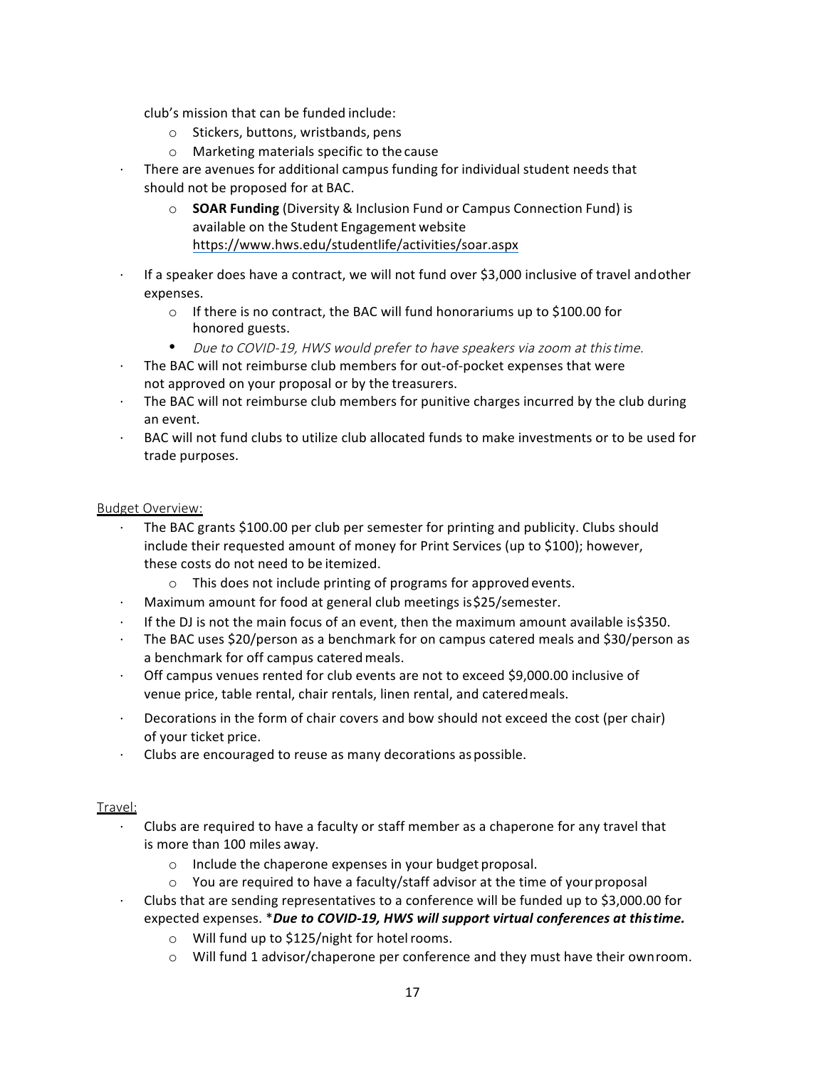club's mission that can be funded include:

- Stickers, buttons, wristbands, pens
- Marketing materials specific to the cause

- There are avenues for additional campus funding for individual student needs that should not be proposed for at BAC.
  - **SOAR Funding** (Diversity & Inclusion Fund or Campus Connection Fund) is available on the Student Engagement website https://www.hws.edu/studentlife/activities/soar.aspx
- If a speaker does have a contract, we will not fund over $3,000 inclusive of travel and other expenses.
  - If there is no contract, the BAC will fund honorariums up to $100.00 for honored guests.
  - *Due to COVID-19, HWS would prefer to have speakers via zoom at this time.*
- The BAC will not reimburse club members for out-of-pocket expenses that were not approved on your proposal or by the treasurers.
- The BAC will not reimburse club members for punitive charges incurred by the club during an event.
- BAC will not fund clubs to utilize club allocated funds to make investments or to be used for trade purposes.

Budget Overview:

- The BAC grants $100.00 per club per semester for printing and publicity. Clubs should include their requested amount of money for Print Services (up to $100); however, these costs do not need to be itemized.
  - This does not include printing of programs for approved events.
- Maximum amount for food at general club meetings is $25/semester.
- If the DJ is not the main focus of an event, then the maximum amount available is $350.
- The BAC uses $20/person as a benchmark for on campus catered meals and $30/person as a benchmark for off campus catered meals.
- Off campus venues rented for club events are not to exceed $9,000.00 inclusive of venue price, table rental, chair rentals, linen rental, and catered meals.
- Decorations in the form of chair covers and bow should not exceed the cost (per chair) of your ticket price.
- Clubs are encouraged to reuse as many decorations as possible.

Travel:

- Clubs are required to have a faculty or staff member as a chaperone for any travel that is more than 100 miles away.
  - Include the chaperone expenses in your budget proposal.
  - You are required to have a faculty/staff advisor at the time of your proposal
- Clubs that are sending representatives to a conference will be funded up to $3,000.00 for expected expenses. ****Due to COVID-19, HWS will support virtual conferences at this time.***
  - Will fund up to $125/night for hotel rooms.
  - Will fund 1 advisor/chaperone per conference and they must have their own room.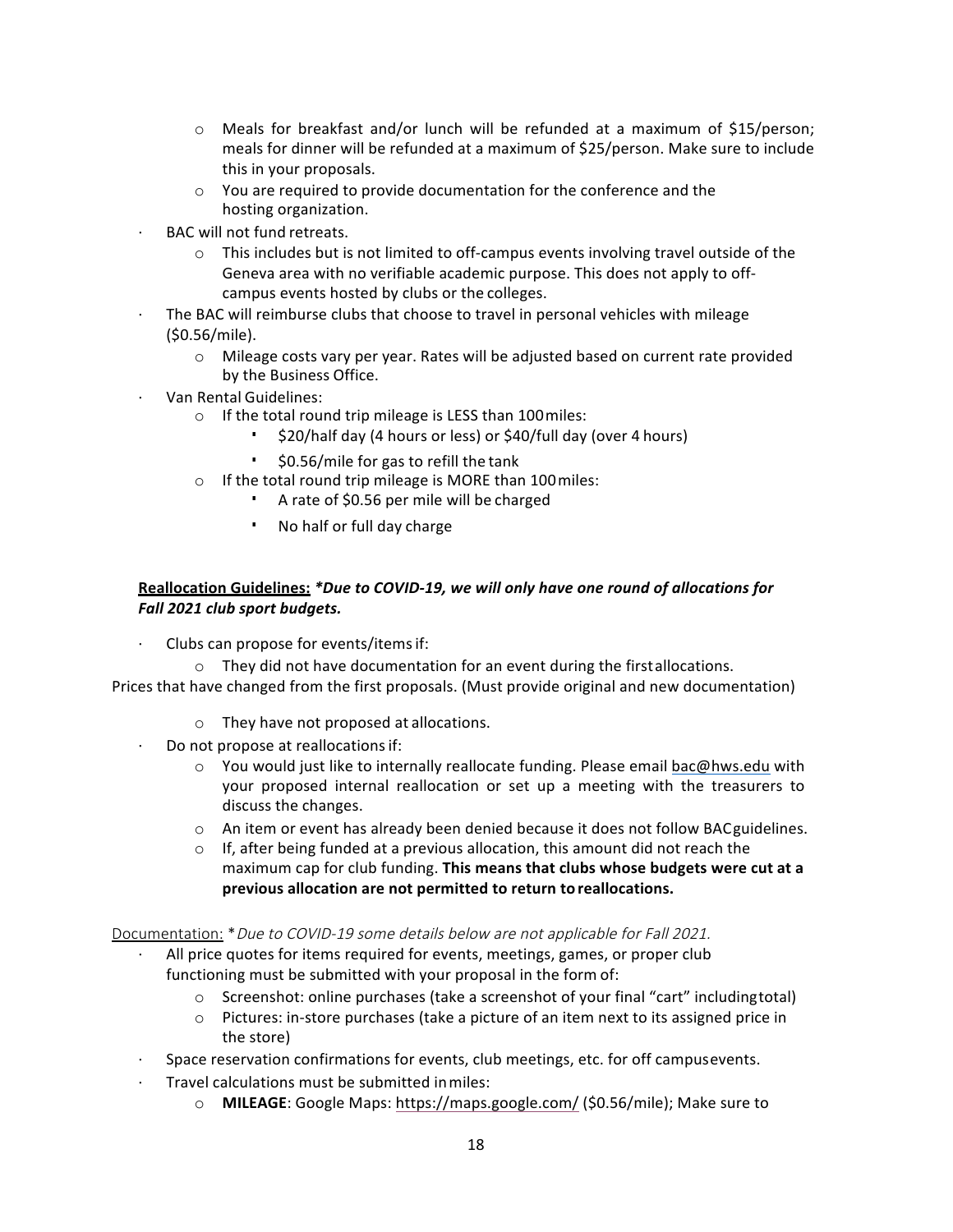- Meals for breakfast and/or lunch will be refunded at a maximum of $15/person; meals for dinner will be refunded at a maximum of $25/person. Make sure to include this in your proposals.
  - You are required to provide documentation for the conference and the hosting organization.
- BAC will not fund retreats.
  - This includes but is not limited to off-campus events involving travel outside of the Geneva area with no verifiable academic purpose. This does not apply to off-campus events hosted by clubs or the colleges.
- The BAC will reimburse clubs that choose to travel in personal vehicles with mileage ($0.56/mile).
  - Mileage costs vary per year. Rates will be adjusted based on current rate provided by the Business Office.
- Van Rental Guidelines:
  - If the total round trip mileage is LESS than 100 miles:
    - $20/half day (4 hours or less) or $40/full day (over 4 hours)
    - $0.56/mile for gas to refill the tank
  - If the total round trip mileage is MORE than 100 miles:
    - A rate of $0.56 per mile will be charged
    - No half or full day charge

**<u>Reallocation Guidelines:</u>** ***Due to COVID-19, we will only have one round of allocations for Fall 2021 club sport budgets.***

- Clubs can propose for events/items if:
  - They did not have documentation for an event during the first allocations.

Prices that have changed from the first proposals. (Must provide original and new documentation)

  - They have not proposed at allocations.
- Do not propose at reallocations if:
  - You would just like to internally reallocate funding. Please email bac@hws.edu with your proposed internal reallocation or set up a meeting with the treasurers to discuss the changes.
  - An item or event has already been denied because it does not follow BAC guidelines.
  - If, after being funded at a previous allocation, this amount did not reach the maximum cap for club funding. **This means that clubs whose budgets were cut at a previous allocation are not permitted to return to reallocations.**

<u>Documentation:</u> **Due to COVID-19 some details below are not applicable for Fall 2021.*

- All price quotes for items required for events, meetings, games, or proper club functioning must be submitted with your proposal in the form of:
  - Screenshot: online purchases (take a screenshot of your final "cart" including total)
  - Pictures: in-store purchases (take a picture of an item next to its assigned price in the store)
- Space reservation confirmations for events, club meetings, etc. for off campus events.
- Travel calculations must be submitted in miles:
  - **MILEAGE**: Google Maps: https://maps.google.com/ ($0.56/mile); Make sure to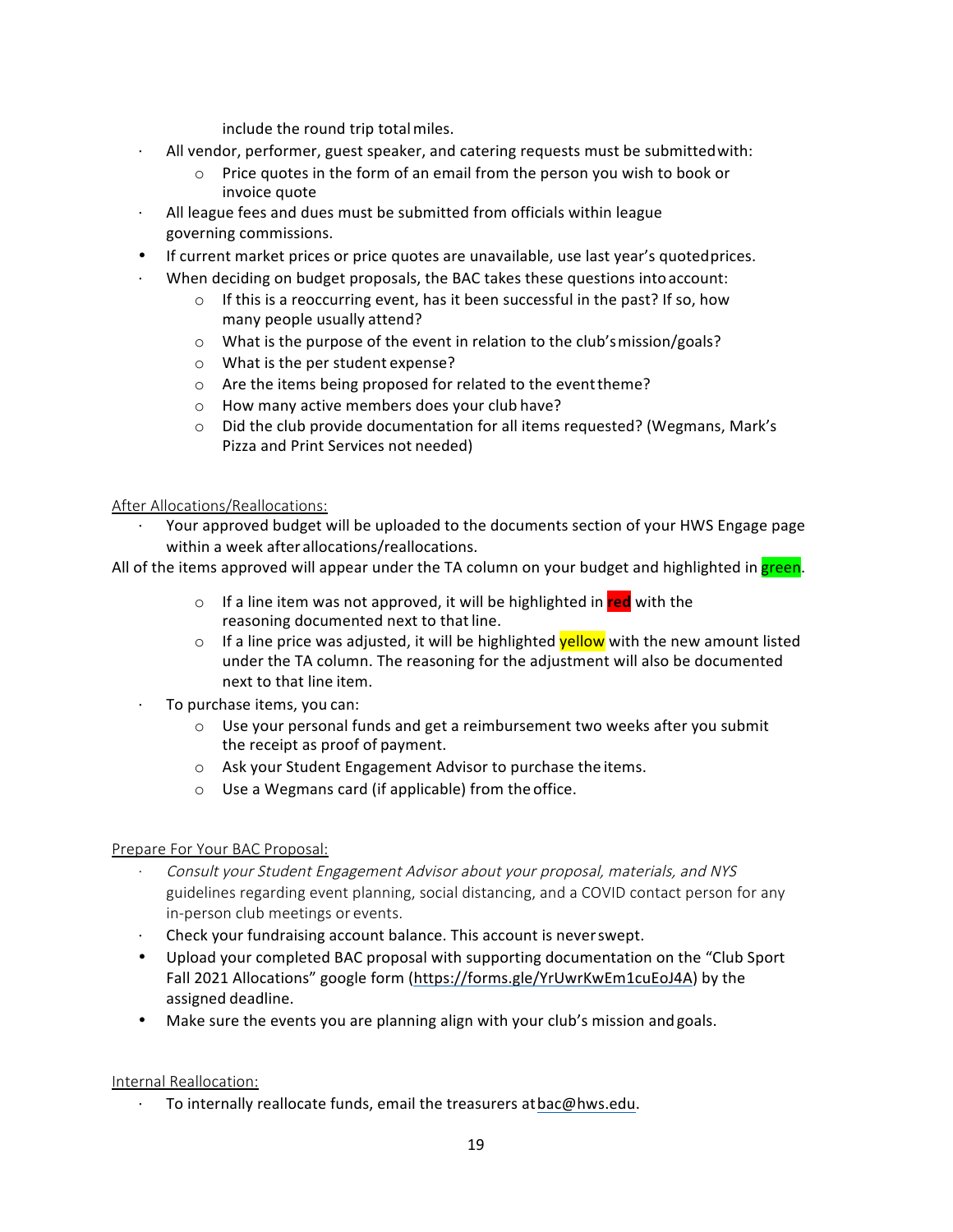include the round trip total miles.

- All vendor, performer, guest speaker, and catering requests must be submitted with:
  - Price quotes in the form of an email from the person you wish to book or invoice quote
- All league fees and dues must be submitted from officials within league governing commissions.
- If current market prices or price quotes are unavailable, use last year's quoted prices.
- When deciding on budget proposals, the BAC takes these questions into account:
  - If this is a reoccurring event, has it been successful in the past? If so, how many people usually attend?
  - What is the purpose of the event in relation to the club's mission/goals?
  - What is the per student expense?
  - Are the items being proposed for related to the event theme?
  - How many active members does your club have?
  - Did the club provide documentation for all items requested? (Wegmans, Mark's Pizza and Print Services not needed)

After Allocations/Reallocations:

- Your approved budget will be uploaded to the documents section of your HWS Engage page within a week after allocations/reallocations.

All of the items approved will appear under the TA column on your budget and highlighted in green.

  - If a line item was not approved, it will be highlighted in **red** with the reasoning documented next to that line.
  - If a line price was adjusted, it will be highlighted yellow with the new amount listed under the TA column. The reasoning for the adjustment will also be documented next to that line item.
- To purchase items, you can:
  - Use your personal funds and get a reimbursement two weeks after you submit the receipt as proof of payment.
  - Ask your Student Engagement Advisor to purchase the items.
  - Use a Wegmans card (if applicable) from the office.

Prepare For Your BAC Proposal:

- *Consult your Student Engagement Advisor about your proposal, materials, and NYS* guidelines regarding event planning, social distancing, and a COVID contact person for any in-person club meetings or events.
- Check your fundraising account balance. This account is never swept.
- Upload your completed BAC proposal with supporting documentation on the "Club Sport Fall 2021 Allocations" google form (https://forms.gle/YrUwrKwEm1cuEoJ4A) by the assigned deadline.
- Make sure the events you are planning align with your club's mission and goals.

Internal Reallocation:

- To internally reallocate funds, email the treasurers at bac@hws.edu.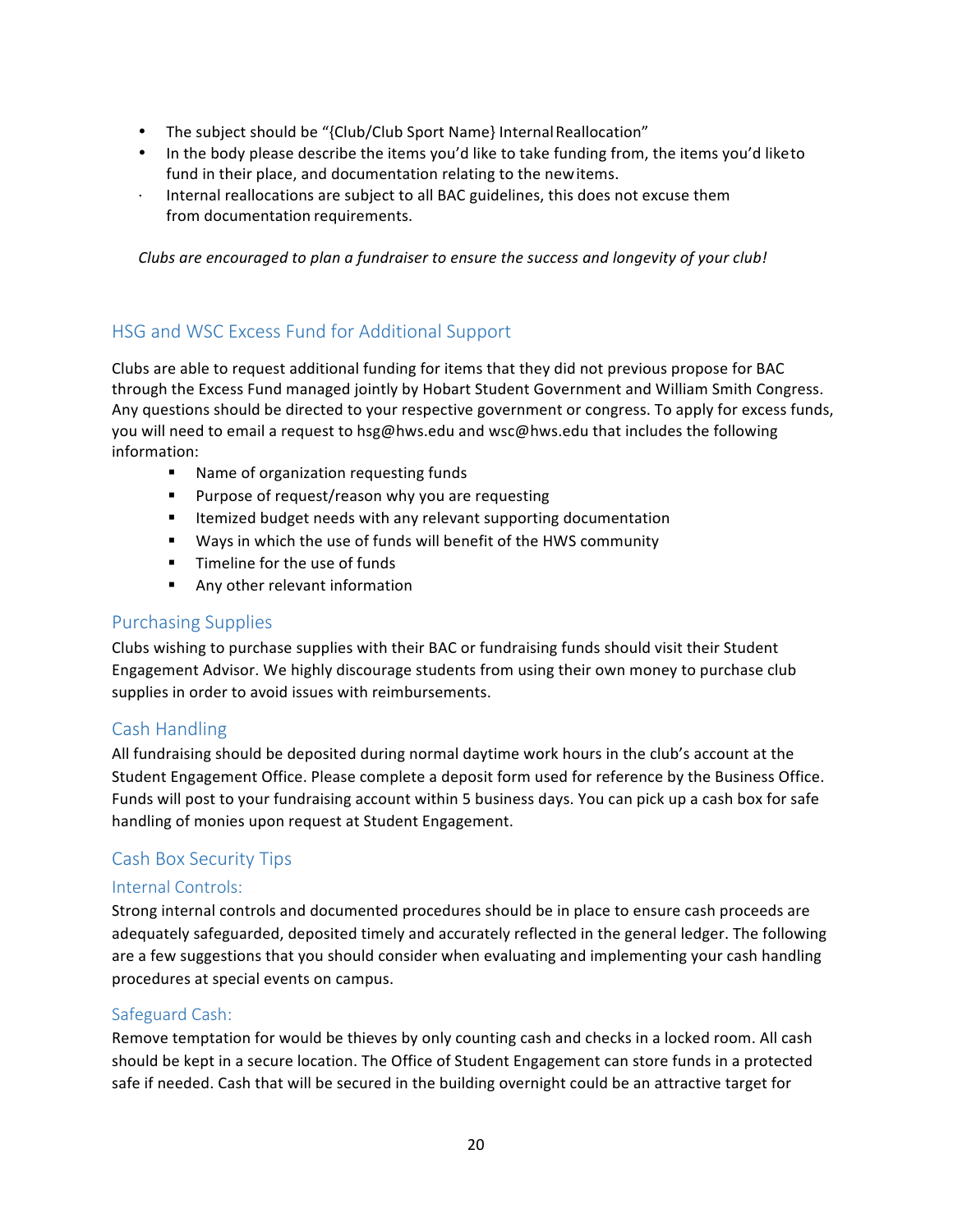- The subject should be "{Club/Club Sport Name} Internal Reallocation"
- In the body please describe the items you'd like to take funding from, the items you'd like to fund in their place, and documentation relating to the new items.
- Internal reallocations are subject to all BAC guidelines, this does not excuse them from documentation requirements.

*Clubs are encouraged to plan a fundraiser to ensure the success and longevity of your club!*

## HSG and WSC Excess Fund for Additional Support

Clubs are able to request additional funding for items that they did not previous propose for BAC through the Excess Fund managed jointly by Hobart Student Government and William Smith Congress. Any questions should be directed to your respective government or congress. To apply for excess funds, you will need to email a request to hsg@hws.edu and wsc@hws.edu that includes the following information:

- Name of organization requesting funds
- Purpose of request/reason why you are requesting
- Itemized budget needs with any relevant supporting documentation
- Ways in which the use of funds will benefit of the HWS community
- Timeline for the use of funds
- Any other relevant information

## Purchasing Supplies

Clubs wishing to purchase supplies with their BAC or fundraising funds should visit their Student Engagement Advisor. We highly discourage students from using their own money to purchase club supplies in order to avoid issues with reimbursements.

## Cash Handling

All fundraising should be deposited during normal daytime work hours in the club's account at the Student Engagement Office. Please complete a deposit form used for reference by the Business Office. Funds will post to your fundraising account within 5 business days. You can pick up a cash box for safe handling of monies upon request at Student Engagement.

## Cash Box Security Tips

### Internal Controls:

Strong internal controls and documented procedures should be in place to ensure cash proceeds are adequately safeguarded, deposited timely and accurately reflected in the general ledger. The following are a few suggestions that you should consider when evaluating and implementing your cash handling procedures at special events on campus.

### Safeguard Cash:

Remove temptation for would be thieves by only counting cash and checks in a locked room. All cash should be kept in a secure location. The Office of Student Engagement can store funds in a protected safe if needed. Cash that will be secured in the building overnight could be an attractive target for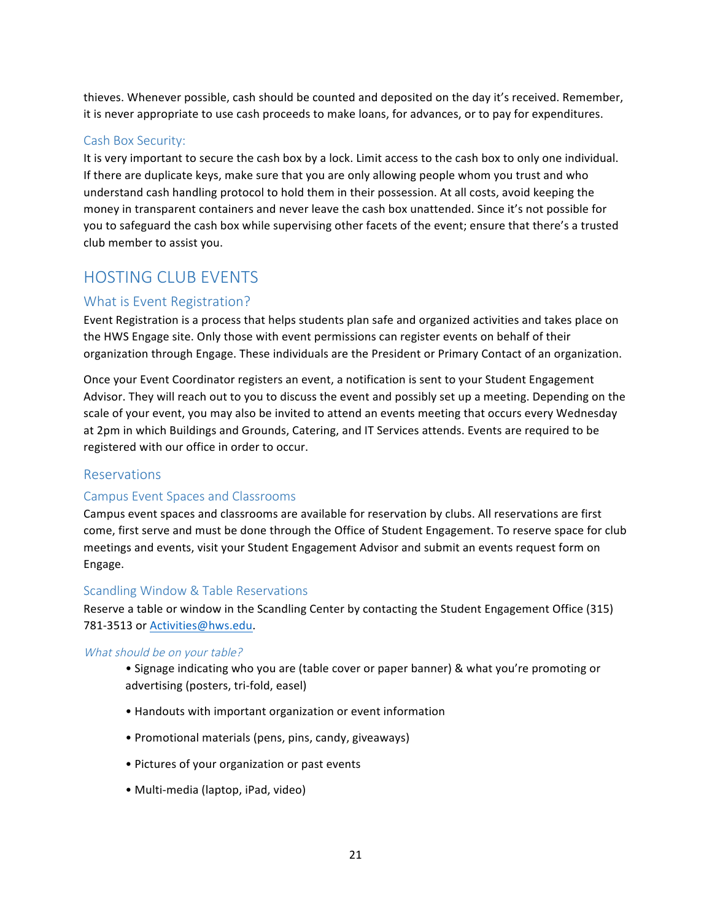thieves. Whenever possible, cash should be counted and deposited on the day it's received. Remember, it is never appropriate to use cash proceeds to make loans, for advances, or to pay for expenditures.

### Cash Box Security:

It is very important to secure the cash box by a lock. Limit access to the cash box to only one individual. If there are duplicate keys, make sure that you are only allowing people whom you trust and who understand cash handling protocol to hold them in their possession. At all costs, avoid keeping the money in transparent containers and never leave the cash box unattended. Since it's not possible for you to safeguard the cash box while supervising other facets of the event; ensure that there's a trusted club member to assist you.

# HOSTING CLUB EVENTS

## What is Event Registration?

Event Registration is a process that helps students plan safe and organized activities and takes place on the HWS Engage site. Only those with event permissions can register events on behalf of their organization through Engage. These individuals are the President or Primary Contact of an organization.

Once your Event Coordinator registers an event, a notification is sent to your Student Engagement Advisor. They will reach out to you to discuss the event and possibly set up a meeting. Depending on the scale of your event, you may also be invited to attend an events meeting that occurs every Wednesday at 2pm in which Buildings and Grounds, Catering, and IT Services attends. Events are required to be registered with our office in order to occur.

## Reservations

### Campus Event Spaces and Classrooms

Campus event spaces and classrooms are available for reservation by clubs. All reservations are first come, first serve and must be done through the Office of Student Engagement. To reserve space for club meetings and events, visit your Student Engagement Advisor and submit an events request form on Engage.

### Scandling Window & Table Reservations

Reserve a table or window in the Scandling Center by contacting the Student Engagement Office (315) 781-3513 or Activities@hws.edu.

*What should be on your table?*

- Signage indicating who you are (table cover or paper banner) & what you're promoting or advertising (posters, tri-fold, easel)
- Handouts with important organization or event information
- Promotional materials (pens, pins, candy, giveaways)
- Pictures of your organization or past events
- Multi-media (laptop, iPad, video)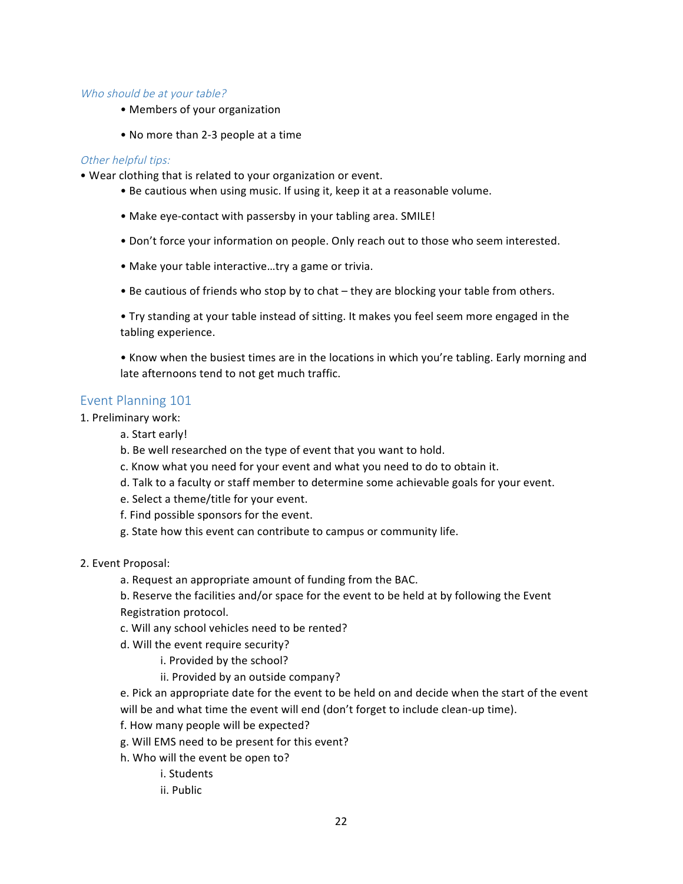*Who should be at your table?*

- Members of your organization
- No more than 2-3 people at a time

*Other helpful tips:*

- Wear clothing that is related to your organization or event.
- Be cautious when using music. If using it, keep it at a reasonable volume.
- Make eye-contact with passersby in your tabling area. SMILE!
- Don't force your information on people. Only reach out to those who seem interested.
- Make your table interactive…try a game or trivia.
- Be cautious of friends who stop by to chat – they are blocking your table from others.
- Try standing at your table instead of sitting. It makes you feel seem more engaged in the tabling experience.
- Know when the busiest times are in the locations in which you're tabling. Early morning and late afternoons tend to not get much traffic.

## Event Planning 101

1. Preliminary work:
   a. Start early!
   b. Be well researched on the type of event that you want to hold.
   c. Know what you need for your event and what you need to do to obtain it.
   d. Talk to a faculty or staff member to determine some achievable goals for your event.
   e. Select a theme/title for your event.
   f. Find possible sponsors for the event.
   g. State how this event can contribute to campus or community life.

2. Event Proposal:
   a. Request an appropriate amount of funding from the BAC.
   b. Reserve the facilities and/or space for the event to be held at by following the Event Registration protocol.
   c. Will any school vehicles need to be rented?
   d. Will the event require security?
      i. Provided by the school?
      ii. Provided by an outside company?
   e. Pick an appropriate date for the event to be held on and decide when the start of the event will be and what time the event will end (don't forget to include clean-up time).
   f. How many people will be expected?
   g. Will EMS need to be present for this event?
   h. Who will the event be open to?
      i. Students
      ii. Public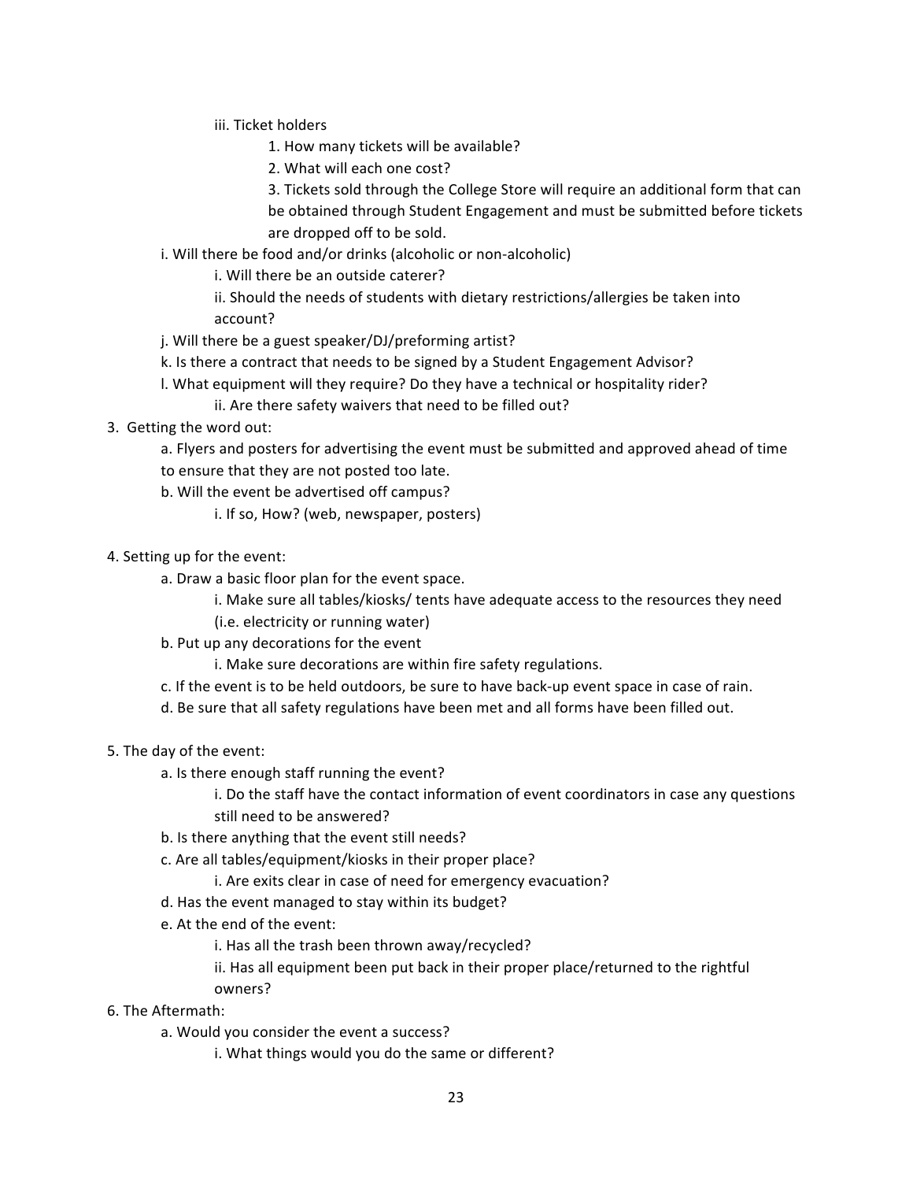iii. Ticket holders

                1. How many tickets will be available?

                2. What will each one cost?

                3. Tickets sold through the College Store will require an additional form that can be obtained through Student Engagement and must be submitted before tickets are dropped off to be sold.

    i. Will there be food and/or drinks (alcoholic or non-alcoholic)

        i. Will there be an outside caterer?

        ii. Should the needs of students with dietary restrictions/allergies be taken into account?

    j. Will there be a guest speaker/DJ/preforming artist?

    k. Is there a contract that needs to be signed by a Student Engagement Advisor?

    l. What equipment will they require? Do they have a technical or hospitality rider?

        ii. Are there safety waivers that need to be filled out?

3. Getting the word out:

    a. Flyers and posters for advertising the event must be submitted and approved ahead of time to ensure that they are not posted too late.

    b. Will the event be advertised off campus?

        i. If so, How? (web, newspaper, posters)

4. Setting up for the event:

    a. Draw a basic floor plan for the event space.

        i. Make sure all tables/kiosks/ tents have adequate access to the resources they need (i.e. electricity or running water)

    b. Put up any decorations for the event

        i. Make sure decorations are within fire safety regulations.

    c. If the event is to be held outdoors, be sure to have back-up event space in case of rain.

    d. Be sure that all safety regulations have been met and all forms have been filled out.

5. The day of the event:

    a. Is there enough staff running the event?

        i. Do the staff have the contact information of event coordinators in case any questions still need to be answered?

    b. Is there anything that the event still needs?

    c. Are all tables/equipment/kiosks in their proper place?

        i. Are exits clear in case of need for emergency evacuation?

    d. Has the event managed to stay within its budget?

    e. At the end of the event:

        i. Has all the trash been thrown away/recycled?

        ii. Has all equipment been put back in their proper place/returned to the rightful owners?

6. The Aftermath:

    a. Would you consider the event a success?

        i. What things would you do the same or different?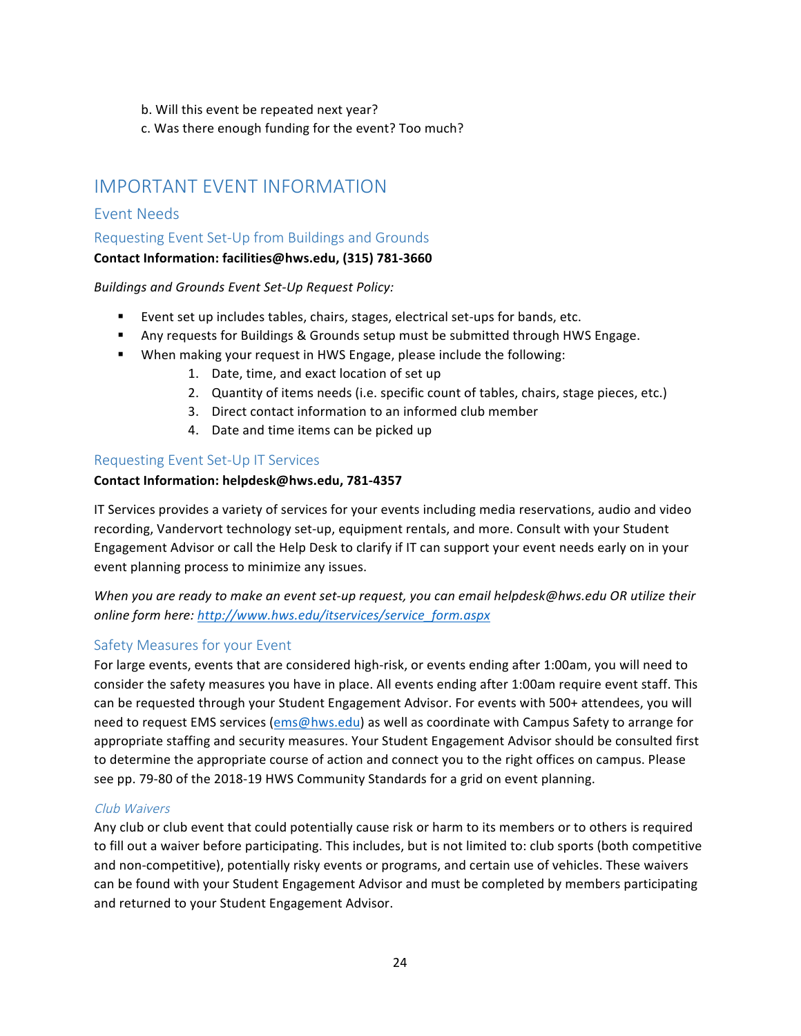b. Will this event be repeated next year?

c. Was there enough funding for the event? Too much?

# IMPORTANT EVENT INFORMATION

## Event Needs

### Requesting Event Set-Up from Buildings and Grounds

**Contact Information: facilities@hws.edu, (315) 781-3660**

*Buildings and Grounds Event Set-Up Request Policy:*

- Event set up includes tables, chairs, stages, electrical set-ups for bands, etc.
- Any requests for Buildings & Grounds setup must be submitted through HWS Engage.
- When making your request in HWS Engage, please include the following:
  1. Date, time, and exact location of set up
  2. Quantity of items needs (i.e. specific count of tables, chairs, stage pieces, etc.)
  3. Direct contact information to an informed club member
  4. Date and time items can be picked up

### Requesting Event Set-Up IT Services

**Contact Information: helpdesk@hws.edu, 781-4357**

IT Services provides a variety of services for your events including media reservations, audio and video recording, Vandervort technology set-up, equipment rentals, and more. Consult with your Student Engagement Advisor or call the Help Desk to clarify if IT can support your event needs early on in your event planning process to minimize any issues.

*When you are ready to make an event set-up request, you can email helpdesk@hws.edu OR utilize their online form here: [http://www.hws.edu/itservices/service_form.aspx](http://www.hws.edu/itservices/service_form.aspx)*

### Safety Measures for your Event

For large events, events that are considered high-risk, or events ending after 1:00am, you will need to consider the safety measures you have in place. All events ending after 1:00am require event staff. This can be requested through your Student Engagement Advisor. For events with 500+ attendees, you will need to request EMS services ([ems@hws.edu](mailto:ems@hws.edu)) as well as coordinate with Campus Safety to arrange for appropriate staffing and security measures. Your Student Engagement Advisor should be consulted first to determine the appropriate course of action and connect you to the right offices on campus. Please see pp. 79-80 of the 2018-19 HWS Community Standards for a grid on event planning.

#### *Club Waivers*

Any club or club event that could potentially cause risk or harm to its members or to others is required to fill out a waiver before participating. This includes, but is not limited to: club sports (both competitive and non-competitive), potentially risky events or programs, and certain use of vehicles. These waivers can be found with your Student Engagement Advisor and must be completed by members participating and returned to your Student Engagement Advisor.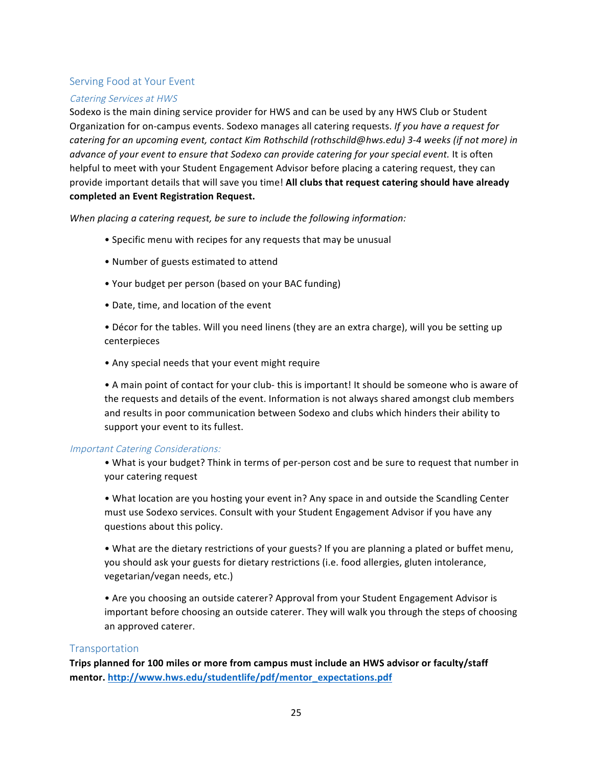## Serving Food at Your Event

### *Catering Services at HWS*

Sodexo is the main dining service provider for HWS and can be used by any HWS Club or Student Organization for on-campus events. Sodexo manages all catering requests. *If you have a request for catering for an upcoming event, contact Kim Rothschild (rothschild@hws.edu) 3-4 weeks (if not more) in advance of your event to ensure that Sodexo can provide catering for your special event.* It is often helpful to meet with your Student Engagement Advisor before placing a catering request, they can provide important details that will save you time! **All clubs that request catering should have already completed an Event Registration Request.**

*When placing a catering request, be sure to include the following information:*

- Specific menu with recipes for any requests that may be unusual
- Number of guests estimated to attend
- Your budget per person (based on your BAC funding)
- Date, time, and location of the event
- Décor for the tables. Will you need linens (they are an extra charge), will you be setting up centerpieces
- Any special needs that your event might require
- A main point of contact for your club- this is important! It should be someone who is aware of the requests and details of the event. Information is not always shared amongst club members and results in poor communication between Sodexo and clubs which hinders their ability to support your event to its fullest.

### *Important Catering Considerations:*

- What is your budget? Think in terms of per-person cost and be sure to request that number in your catering request
- What location are you hosting your event in? Any space in and outside the Scandling Center must use Sodexo services. Consult with your Student Engagement Advisor if you have any questions about this policy.
- What are the dietary restrictions of your guests? If you are planning a plated or buffet menu, you should ask your guests for dietary restrictions (i.e. food allergies, gluten intolerance, vegetarian/vegan needs, etc.)
- Are you choosing an outside caterer? Approval from your Student Engagement Advisor is important before choosing an outside caterer. They will walk you through the steps of choosing an approved caterer.

## Transportation

**Trips planned for 100 miles or more from campus must include an HWS advisor or faculty/staff mentor. http://www.hws.edu/studentlife/pdf/mentor_expectations.pdf**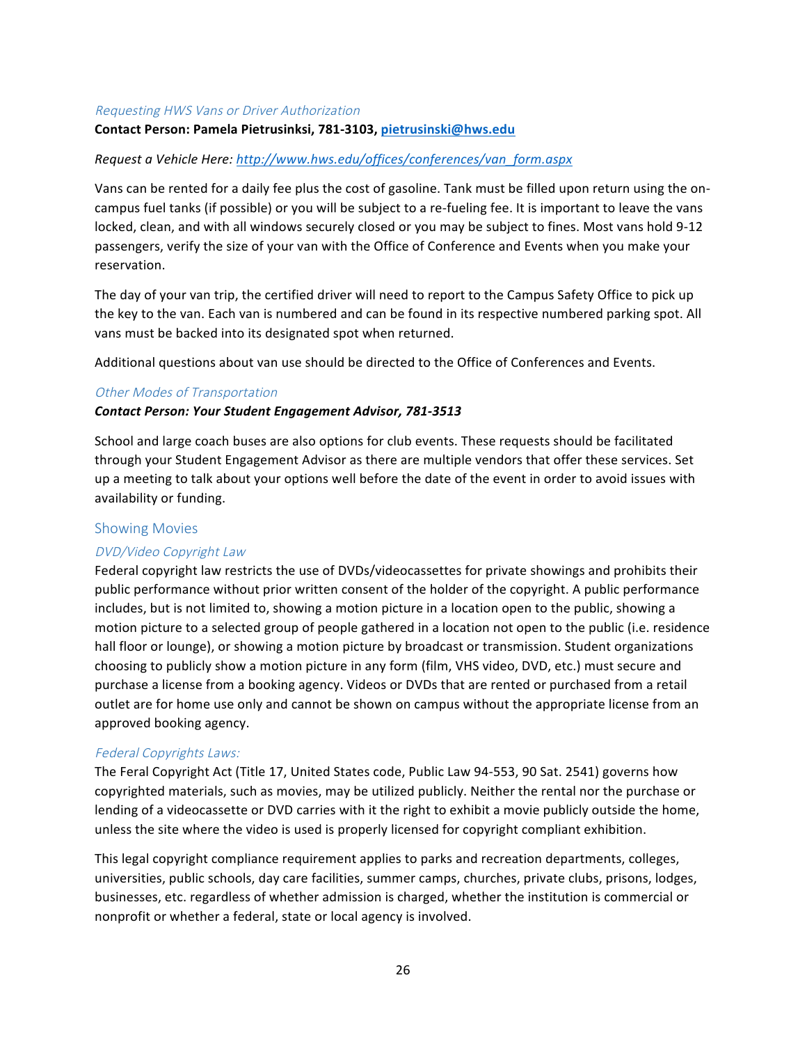### *Requesting HWS Vans or Driver Authorization*

**Contact Person: Pamela Pietrusinksi, 781-3103, [pietrusinski@hws.edu](mailto:pietrusinski@hws.edu)**

*Request a Vehicle Here: [http://www.hws.edu/offices/conferences/van_form.aspx](http://www.hws.edu/offices/conferences/van_form.aspx)*

Vans can be rented for a daily fee plus the cost of gasoline. Tank must be filled upon return using the on-campus fuel tanks (if possible) or you will be subject to a re-fueling fee. It is important to leave the vans locked, clean, and with all windows securely closed or you may be subject to fines. Most vans hold 9-12 passengers, verify the size of your van with the Office of Conference and Events when you make your reservation.

The day of your van trip, the certified driver will need to report to the Campus Safety Office to pick up the key to the van. Each van is numbered and can be found in its respective numbered parking spot. All vans must be backed into its designated spot when returned.

Additional questions about van use should be directed to the Office of Conferences and Events.

### *Other Modes of Transportation*

***Contact Person: Your Student Engagement Advisor, 781-3513***

School and large coach buses are also options for club events. These requests should be facilitated through your Student Engagement Advisor as there are multiple vendors that offer these services. Set up a meeting to talk about your options well before the date of the event in order to avoid issues with availability or funding.

## Showing Movies

### *DVD/Video Copyright Law*

Federal copyright law restricts the use of DVDs/videocassettes for private showings and prohibits their public performance without prior written consent of the holder of the copyright. A public performance includes, but is not limited to, showing a motion picture in a location open to the public, showing a motion picture to a selected group of people gathered in a location not open to the public (i.e. residence hall floor or lounge), or showing a motion picture by broadcast or transmission. Student organizations choosing to publicly show a motion picture in any form (film, VHS video, DVD, etc.) must secure and purchase a license from a booking agency. Videos or DVDs that are rented or purchased from a retail outlet are for home use only and cannot be shown on campus without the appropriate license from an approved booking agency.

### *Federal Copyrights Laws:*

The Feral Copyright Act (Title 17, United States code, Public Law 94-553, 90 Sat. 2541) governs how copyrighted materials, such as movies, may be utilized publicly. Neither the rental nor the purchase or lending of a videocassette or DVD carries with it the right to exhibit a movie publicly outside the home, unless the site where the video is used is properly licensed for copyright compliant exhibition.

This legal copyright compliance requirement applies to parks and recreation departments, colleges, universities, public schools, day care facilities, summer camps, churches, private clubs, prisons, lodges, businesses, etc. regardless of whether admission is charged, whether the institution is commercial or nonprofit or whether a federal, state or local agency is involved.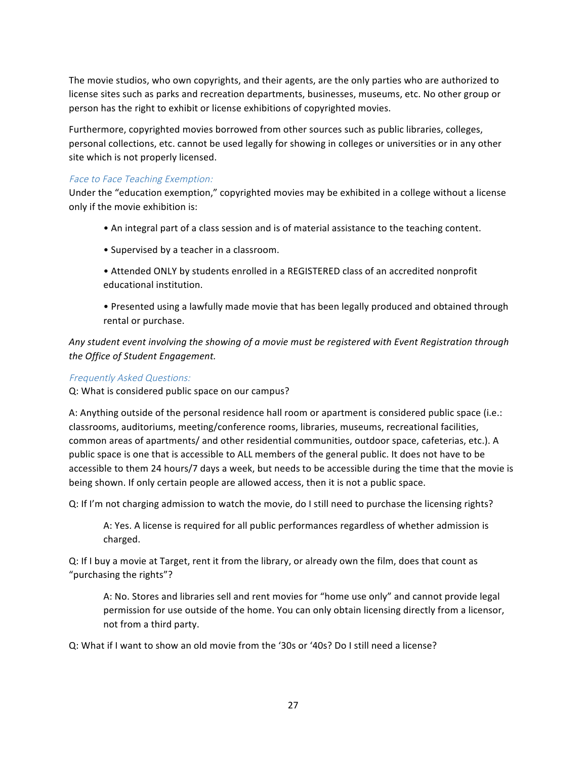The movie studios, who own copyrights, and their agents, are the only parties who are authorized to license sites such as parks and recreation departments, businesses, museums, etc. No other group or person has the right to exhibit or license exhibitions of copyrighted movies.

Furthermore, copyrighted movies borrowed from other sources such as public libraries, colleges, personal collections, etc. cannot be used legally for showing in colleges or universities or in any other site which is not properly licensed.

### *Face to Face Teaching Exemption:*

Under the "education exemption," copyrighted movies may be exhibited in a college without a license only if the movie exhibition is:

- An integral part of a class session and is of material assistance to the teaching content.
- Supervised by a teacher in a classroom.
- Attended ONLY by students enrolled in a REGISTERED class of an accredited nonprofit educational institution.
- Presented using a lawfully made movie that has been legally produced and obtained through rental or purchase.

*Any student event involving the showing of a movie must be registered with Event Registration through the Office of Student Engagement.*

### *Frequently Asked Questions:*

Q: What is considered public space on our campus?

A: Anything outside of the personal residence hall room or apartment is considered public space (i.e.: classrooms, auditoriums, meeting/conference rooms, libraries, museums, recreational facilities, common areas of apartments/ and other residential communities, outdoor space, cafeterias, etc.). A public space is one that is accessible to ALL members of the general public. It does not have to be accessible to them 24 hours/7 days a week, but needs to be accessible during the time that the movie is being shown. If only certain people are allowed access, then it is not a public space.

Q: If I'm not charging admission to watch the movie, do I still need to purchase the licensing rights?

> A: Yes. A license is required for all public performances regardless of whether admission is charged.

Q: If I buy a movie at Target, rent it from the library, or already own the film, does that count as "purchasing the rights"?

> A: No. Stores and libraries sell and rent movies for "home use only" and cannot provide legal permission for use outside of the home. You can only obtain licensing directly from a licensor, not from a third party.

Q: What if I want to show an old movie from the '30s or '40s? Do I still need a license?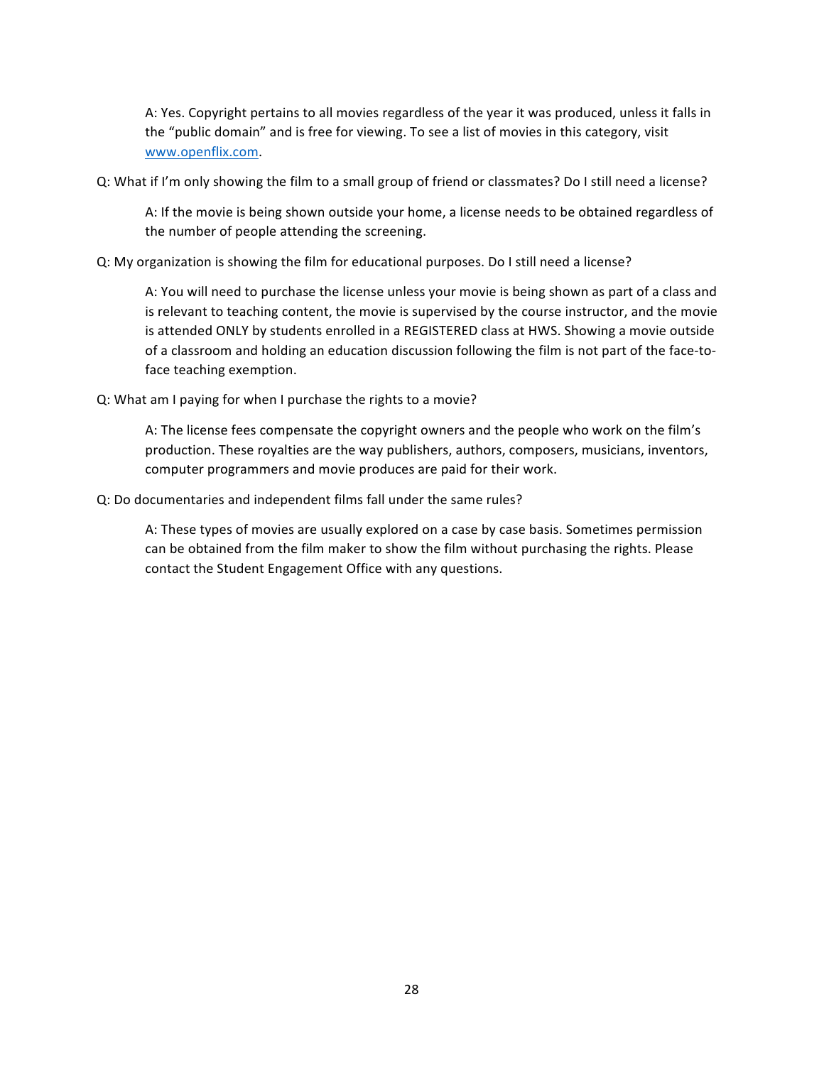A: Yes. Copyright pertains to all movies regardless of the year it was produced, unless it falls in the "public domain" and is free for viewing. To see a list of movies in this category, visit www.openflix.com.

Q: What if I'm only showing the film to a small group of friend or classmates? Do I still need a license?

A: If the movie is being shown outside your home, a license needs to be obtained regardless of the number of people attending the screening.

Q: My organization is showing the film for educational purposes. Do I still need a license?

A: You will need to purchase the license unless your movie is being shown as part of a class and is relevant to teaching content, the movie is supervised by the course instructor, and the movie is attended ONLY by students enrolled in a REGISTERED class at HWS. Showing a movie outside of a classroom and holding an education discussion following the film is not part of the face-to-face teaching exemption.

Q: What am I paying for when I purchase the rights to a movie?

A: The license fees compensate the copyright owners and the people who work on the film's production. These royalties are the way publishers, authors, composers, musicians, inventors, computer programmers and movie produces are paid for their work.

Q: Do documentaries and independent films fall under the same rules?

A: These types of movies are usually explored on a case by case basis. Sometimes permission can be obtained from the film maker to show the film without purchasing the rights. Please contact the Student Engagement Office with any questions.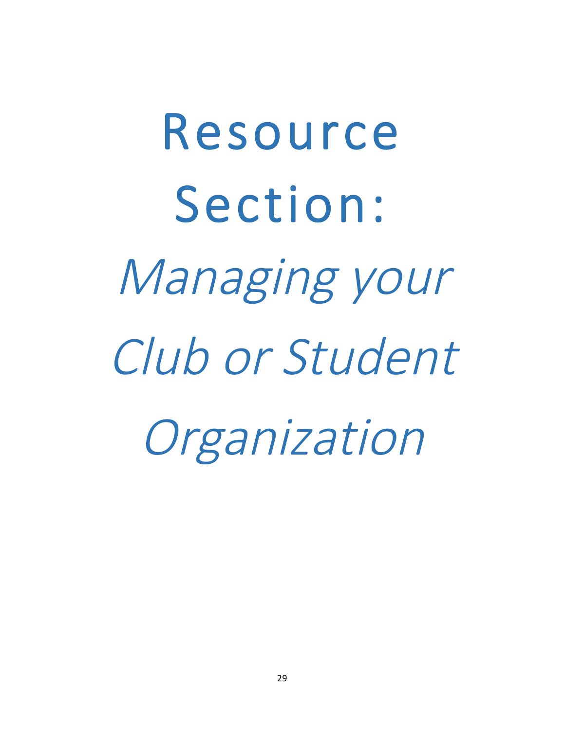# Resource Section: *Managing your Club or Student Organization*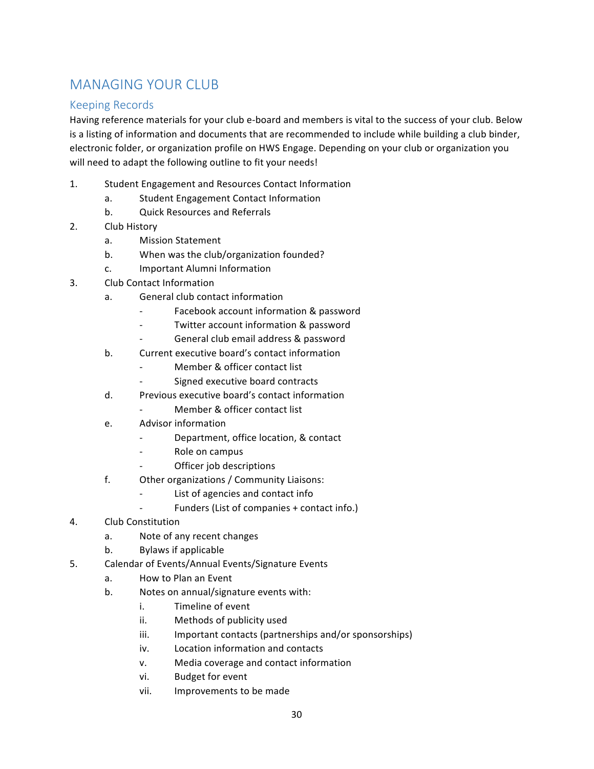# MANAGING YOUR CLUB

## Keeping Records

Having reference materials for your club e-board and members is vital to the success of your club. Below is a listing of information and documents that are recommended to include while building a club binder, electronic folder, or organization profile on HWS Engage. Depending on your club or organization you will need to adapt the following outline to fit your needs!

1. Student Engagement and Resources Contact Information
   a. Student Engagement Contact Information
   b. Quick Resources and Referrals
2. Club History
   a. Mission Statement
   b. When was the club/organization founded?
   c. Important Alumni Information
3. Club Contact Information
   a. General club contact information
      - Facebook account information & password
      - Twitter account information & password
      - General club email address & password
   b. Current executive board's contact information
      - Member & officer contact list
      - Signed executive board contracts
   d. Previous executive board's contact information
      - Member & officer contact list
   e. Advisor information
      - Department, office location, & contact
      - Role on campus
      - Officer job descriptions
   f. Other organizations / Community Liaisons:
      - List of agencies and contact info
      - Funders (List of companies + contact info.)
4. Club Constitution
   a. Note of any recent changes
   b. Bylaws if applicable
5. Calendar of Events/Annual Events/Signature Events
   a. How to Plan an Event
   b. Notes on annual/signature events with:
      i. Timeline of event
      ii. Methods of publicity used
      iii. Important contacts (partnerships and/or sponsorships)
      iv. Location information and contacts
      v. Media coverage and contact information
      vi. Budget for event
      vii. Improvements to be made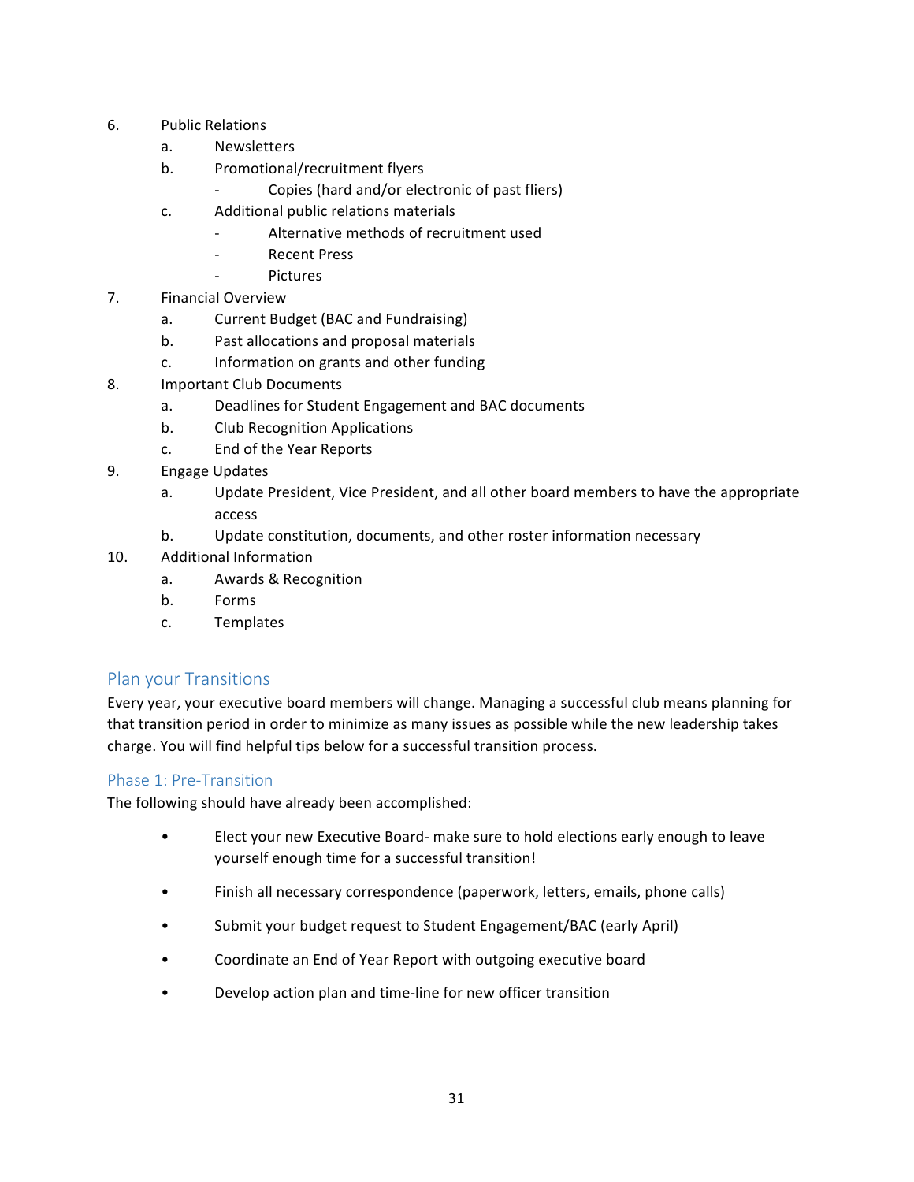6. Public Relations
    a. Newsletters
    b. Promotional/recruitment flyers
        - Copies (hard and/or electronic of past fliers)
    c. Additional public relations materials
        - Alternative methods of recruitment used
        - Recent Press
        - Pictures
7. Financial Overview
    a. Current Budget (BAC and Fundraising)
    b. Past allocations and proposal materials
    c. Information on grants and other funding
8. Important Club Documents
    a. Deadlines for Student Engagement and BAC documents
    b. Club Recognition Applications
    c. End of the Year Reports
9. Engage Updates
    a. Update President, Vice President, and all other board members to have the appropriate access
    b. Update constitution, documents, and other roster information necessary
10. Additional Information
    a. Awards & Recognition
    b. Forms
    c. Templates

## Plan your Transitions

Every year, your executive board members will change. Managing a successful club means planning for that transition period in order to minimize as many issues as possible while the new leadership takes charge. You will find helpful tips below for a successful transition process.

### Phase 1: Pre-Transition

The following should have already been accomplished:

- Elect your new Executive Board- make sure to hold elections early enough to leave yourself enough time for a successful transition!
- Finish all necessary correspondence (paperwork, letters, emails, phone calls)
- Submit your budget request to Student Engagement/BAC (early April)
- Coordinate an End of Year Report with outgoing executive board
- Develop action plan and time-line for new officer transition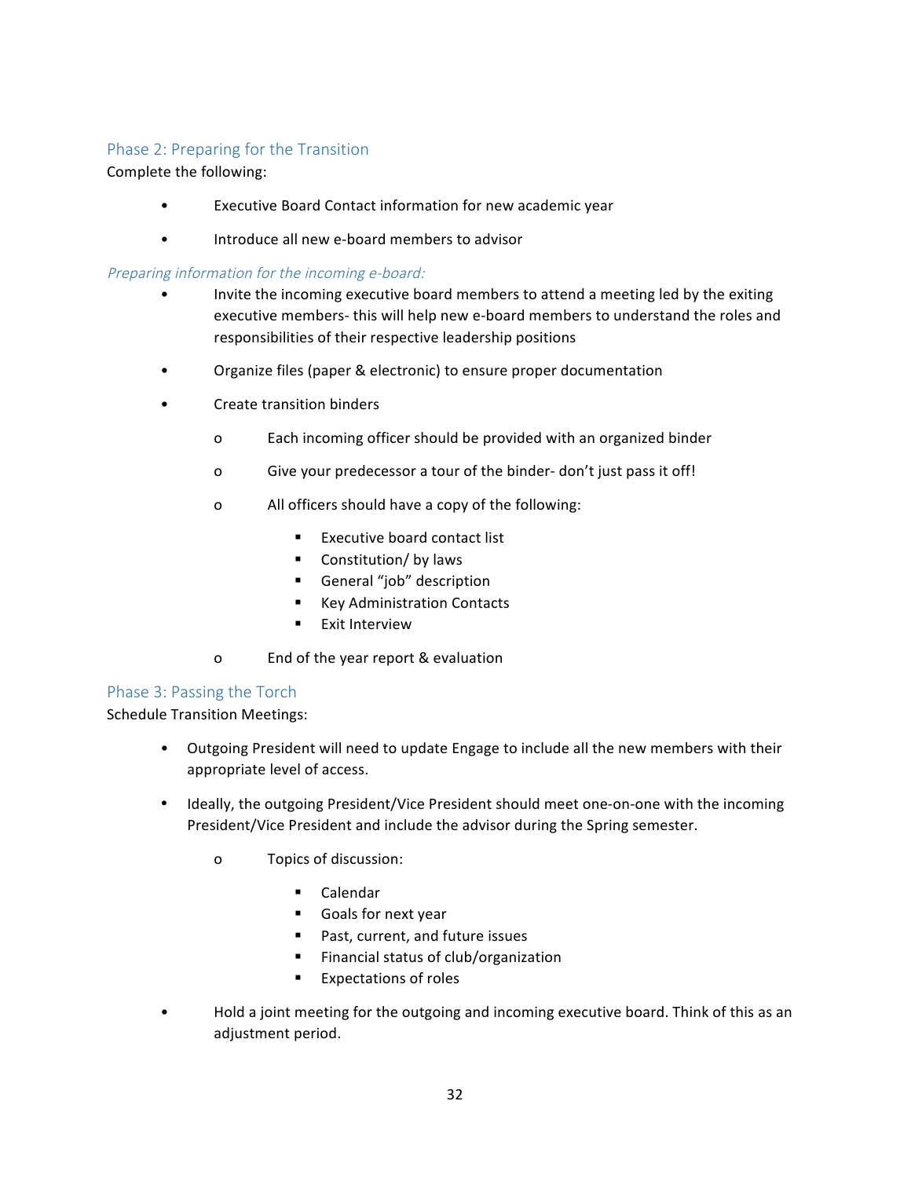## Phase 2: Preparing for the Transition

Complete the following:

- Executive Board Contact information for new academic year
- Introduce all new e-board members to advisor

### *Preparing information for the incoming e-board:*

- Invite the incoming executive board members to attend a meeting led by the exiting executive members- this will help new e-board members to understand the roles and responsibilities of their respective leadership positions
- Organize files (paper & electronic) to ensure proper documentation
- Create transition binders
    - Each incoming officer should be provided with an organized binder
    - Give your predecessor a tour of the binder- don't just pass it off!
    - All officers should have a copy of the following:
        - Executive board contact list
        - Constitution/ by laws
        - General "job" description
        - Key Administration Contacts
        - Exit Interview
    - End of the year report & evaluation

## Phase 3: Passing the Torch

Schedule Transition Meetings:

- Outgoing President will need to update Engage to include all the new members with their appropriate level of access.
- Ideally, the outgoing President/Vice President should meet one-on-one with the incoming President/Vice President and include the advisor during the Spring semester.
    - Topics of discussion:
        - Calendar
        - Goals for next year
        - Past, current, and future issues
        - Financial status of club/organization
        - Expectations of roles
- Hold a joint meeting for the outgoing and incoming executive board. Think of this as an adjustment period.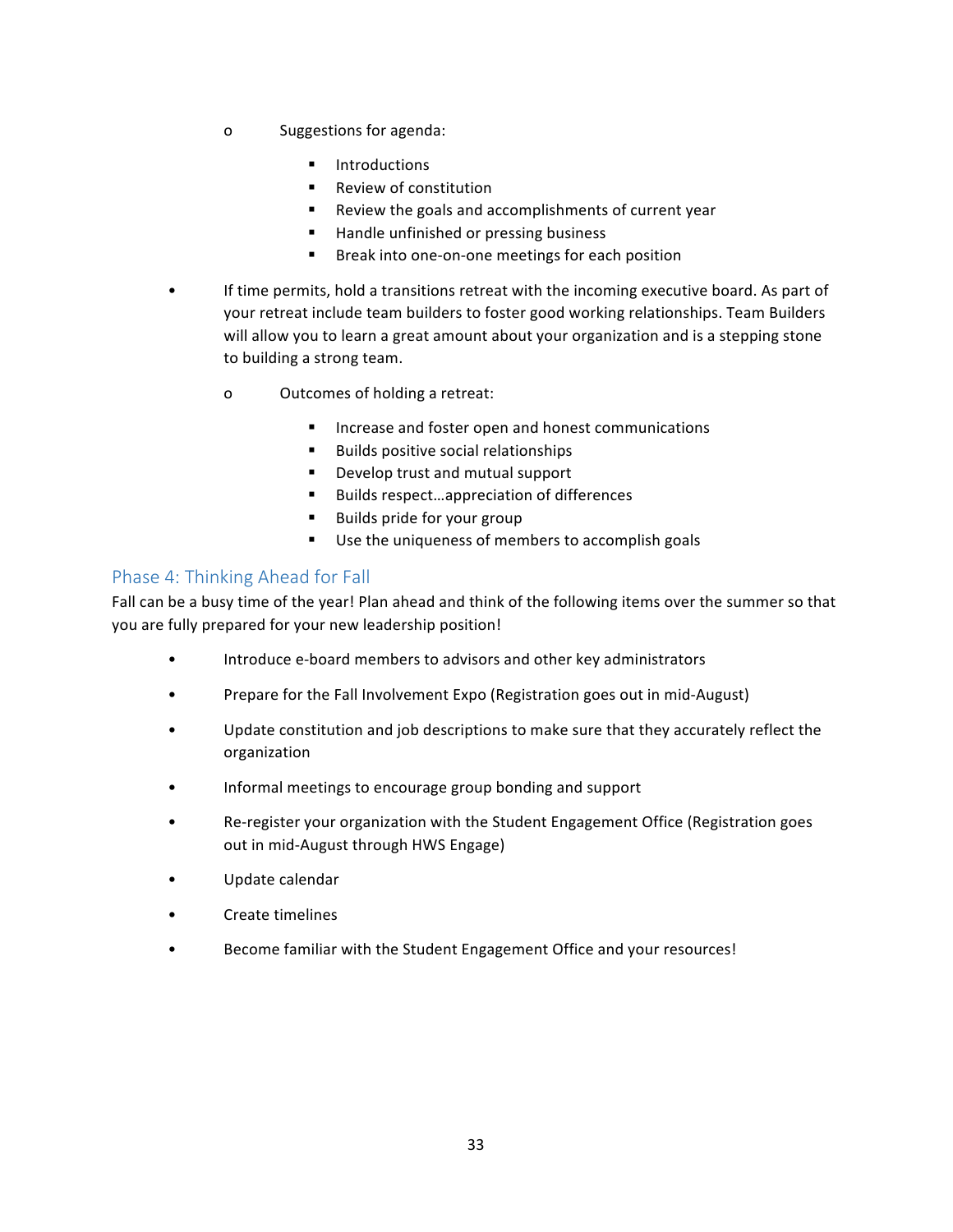- Suggestions for agenda:
    - Introductions
    - Review of constitution
    - Review the goals and accomplishments of current year
    - Handle unfinished or pressing business
    - Break into one-on-one meetings for each position

- If time permits, hold a transitions retreat with the incoming executive board. As part of your retreat include team builders to foster good working relationships. Team Builders will allow you to learn a great amount about your organization and is a stepping stone to building a strong team.
  - Outcomes of holding a retreat:
    - Increase and foster open and honest communications
    - Builds positive social relationships
    - Develop trust and mutual support
    - Builds respect…appreciation of differences
    - Builds pride for your group
    - Use the uniqueness of members to accomplish goals

## Phase 4: Thinking Ahead for Fall

Fall can be a busy time of the year! Plan ahead and think of the following items over the summer so that you are fully prepared for your new leadership position!

- Introduce e-board members to advisors and other key administrators
- Prepare for the Fall Involvement Expo (Registration goes out in mid-August)
- Update constitution and job descriptions to make sure that they accurately reflect the organization
- Informal meetings to encourage group bonding and support
- Re-register your organization with the Student Engagement Office (Registration goes out in mid-August through HWS Engage)
- Update calendar
- Create timelines
- Become familiar with the Student Engagement Office and your resources!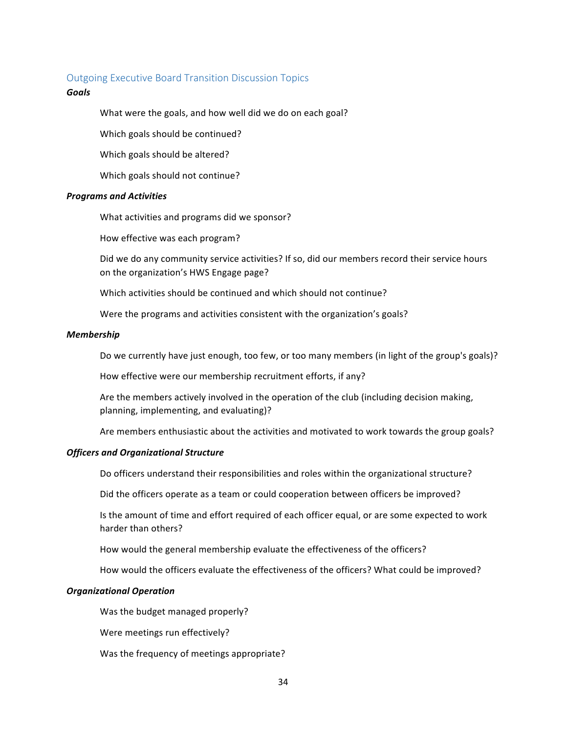## Outgoing Executive Board Transition Discussion Topics

***Goals***

What were the goals, and how well did we do on each goal?

Which goals should be continued?

Which goals should be altered?

Which goals should not continue?

***Programs and Activities***

What activities and programs did we sponsor?

How effective was each program?

Did we do any community service activities? If so, did our members record their service hours on the organization's HWS Engage page?

Which activities should be continued and which should not continue?

Were the programs and activities consistent with the organization's goals?

***Membership***

Do we currently have just enough, too few, or too many members (in light of the group's goals)?

How effective were our membership recruitment efforts, if any?

Are the members actively involved in the operation of the club (including decision making, planning, implementing, and evaluating)?

Are members enthusiastic about the activities and motivated to work towards the group goals?

***Officers and Organizational Structure***

Do officers understand their responsibilities and roles within the organizational structure?

Did the officers operate as a team or could cooperation between officers be improved?

Is the amount of time and effort required of each officer equal, or are some expected to work harder than others?

How would the general membership evaluate the effectiveness of the officers?

How would the officers evaluate the effectiveness of the officers? What could be improved?

***Organizational Operation***

Was the budget managed properly?

Were meetings run effectively?

Was the frequency of meetings appropriate?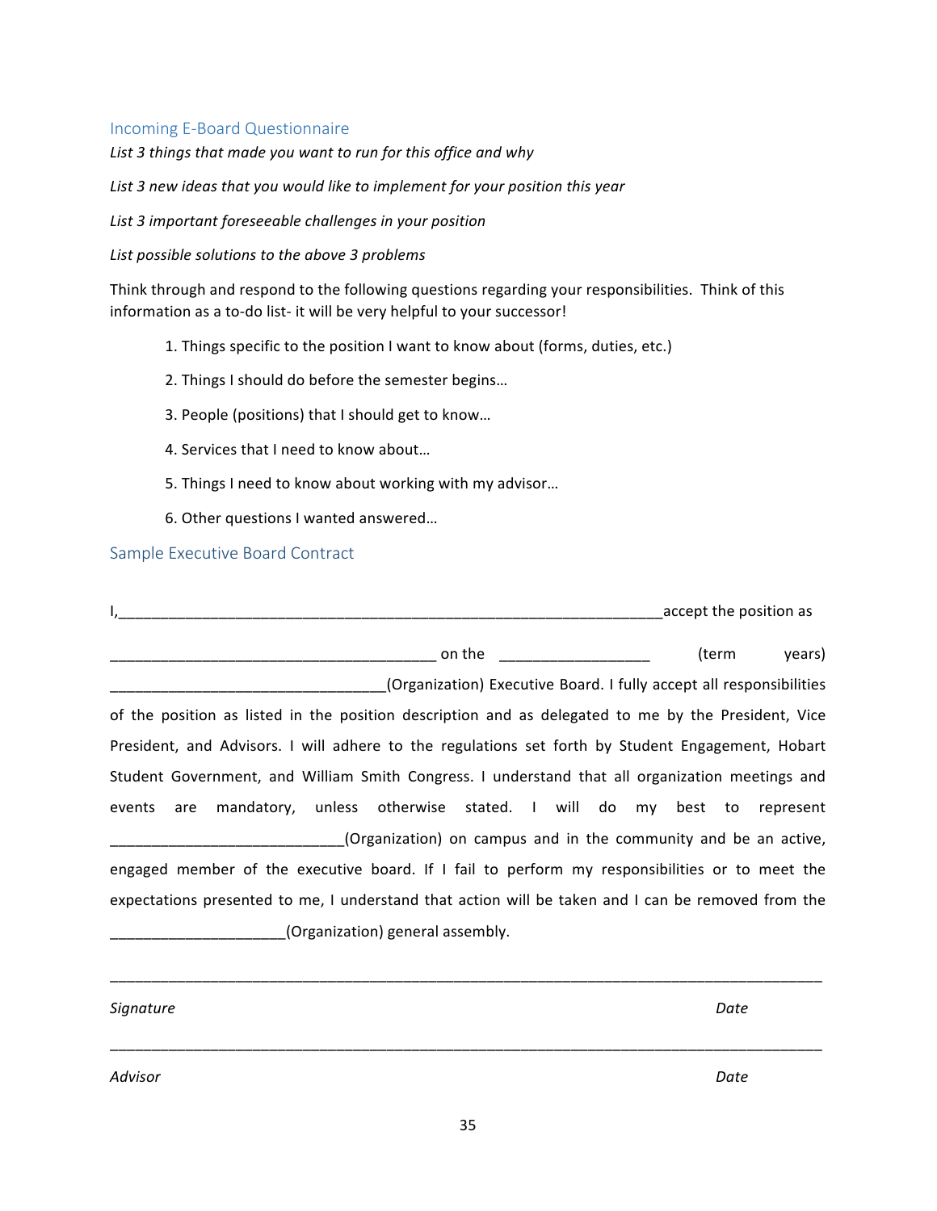## Incoming E-Board Questionnaire

*List 3 things that made you want to run for this office and why*

*List 3 new ideas that you would like to implement for your position this year*

*List 3 important foreseeable challenges in your position*

*List possible solutions to the above 3 problems*

Think through and respond to the following questions regarding your responsibilities. Think of this information as a to-do list- it will be very helpful to your successor!

1. Things specific to the position I want to know about (forms, duties, etc.)
2. Things I should do before the semester begins…
3. People (positions) that I should get to know…
4. Services that I need to know about…
5. Things I need to know about working with my advisor…
6. Other questions I wanted answered…

## Sample Executive Board Contract

I,_________________________________________________________________accept the position as _______________________________________ on the _________________ (term years) ________________________________(Organization) Executive Board. I fully accept all responsibilities of the position as listed in the position description and as delegated to me by the President, Vice President, and Advisors. I will adhere to the regulations set forth by Student Engagement, Hobart Student Government, and William Smith Congress. I understand that all organization meetings and events are mandatory, unless otherwise stated. I will do my best to represent ___________________________(Organization) on campus and in the community and be an active, engaged member of the executive board. If I fail to perform my responsibilities or to meet the expectations presented to me, I understand that action will be taken and I can be removed from the ____________________(Organization) general assembly.

___________________________________________________________________________________

*Signature* *Date*

___________________________________________________________________________________

*Advisor* *Date*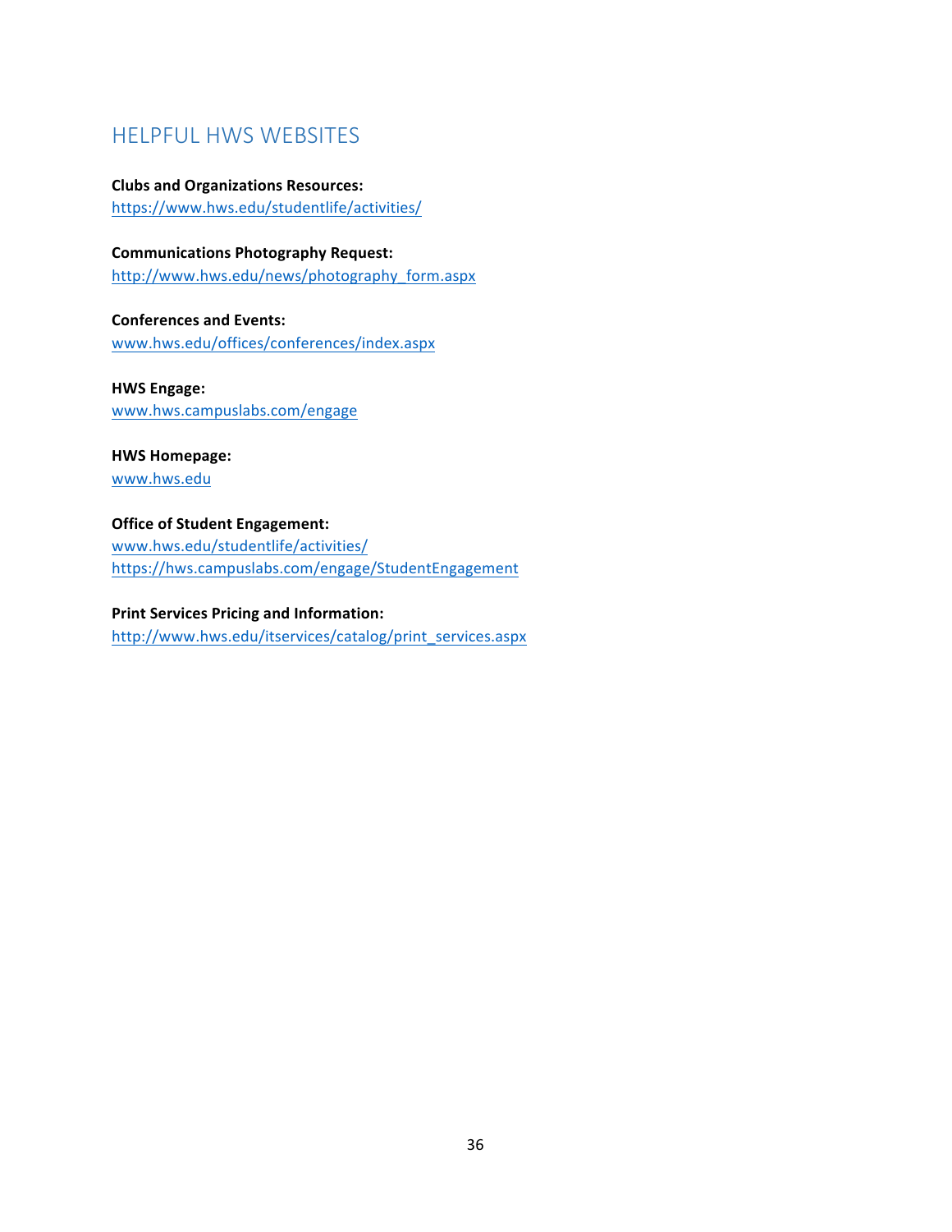## HELPFUL HWS WEBSITES

**Clubs and Organizations Resources:**
https://www.hws.edu/studentlife/activities/

**Communications Photography Request:**
http://www.hws.edu/news/photography_form.aspx

**Conferences and Events:**
www.hws.edu/offices/conferences/index.aspx

**HWS Engage:**
www.hws.campuslabs.com/engage

**HWS Homepage:**
www.hws.edu

**Office of Student Engagement:**
www.hws.edu/studentlife/activities/
https://hws.campuslabs.com/engage/StudentEngagement

**Print Services Pricing and Information:**
http://www.hws.edu/itservices/catalog/print_services.aspx